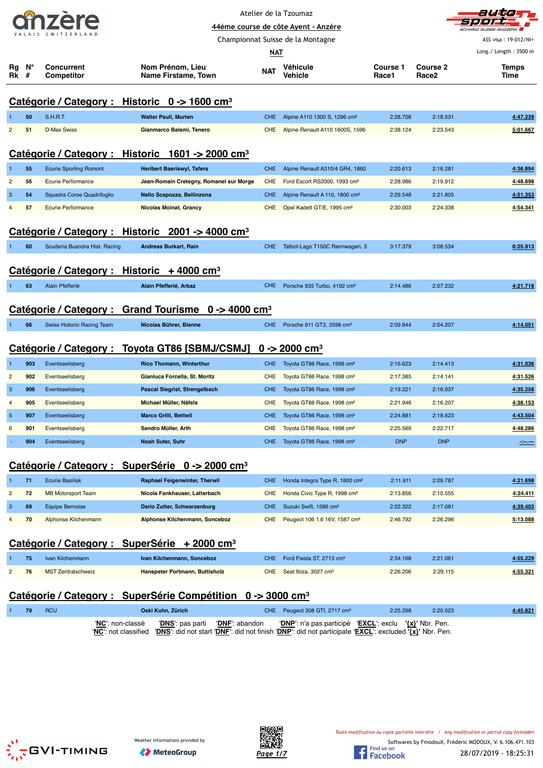Atelier de la Tzoumaz

**44ème course de côte Ayent - Anzère**

Championnat Suisse de la Montagne

**NAT**

ASS visa : 19-012/NI+

Long./ Length : 3500 m

## Catégorie / Category : Historic 0 -> 1600 cm³

| Rg Rk | N° # | Concurrent Competitor | Nom Prénom, Lieu Name Firstame, Town | NAT | Véhicule Vehicle | Course 1 Race1 | Course 2 Race2 | Temps Time |
|---|---|---|---|---|---|---|---|---|
| 1 | 50 | S.H.R.T. | **Walter Pauli, Murten** | CHE | Alpine A110 1300 S, 1296 cm³ | 2:28.708 | 2:18.531 | 4:47.239 |
| 2 | 51 | D-Max Swiss | **Gianmarco Balemi, Tenero** | CHE | Alpine Renault A110 1600S, 1596 | 2:38.124 | 2:23.543 | 5:01.667 |

## Catégorie / Category : Historic 1601 -> 2000 cm³

| Rg Rk | N° # | Concurrent Competitor | Nom Prénom, Lieu Name Firstame, Town | NAT | Véhicule Vehicle | Course 1 Race1 | Course 2 Race2 | Temps Time |
|---|---|---|---|---|---|---|---|---|
| 1 | 55 | Ecurie Sporting Romont | **Heribert Baeriswyl, Tafers** | CHE | Alpine Renault A310/4 GR4, 1860 | 2:20.613 | 2:16.281 | 4:36.894 |
| 2 | 56 | Ecurie Performance | **Jean-Romain Cretegny, Romanel sur Morge** | CHE | Ford Escort RS2000, 1993 cm³ | 2:28.986 | 2:19.912 | 4:48.898 |
| 3 | 54 | Squadra Corse Quadrifoglio | **Nello Scapozza, Bellinzona** | CHE | Alpine Renault A 110, 1800 cm³ | 2:29.548 | 2:21.805 | 4:51.353 |
| 4 | 57 | Ecurie Performance | **Nicolas Moinat, Grancy** | CHE | Opel Kadett GT/E, 1995 cm³ | 2:30.003 | 2:24.338 | 4:54.341 |

## Catégorie / Category : Historic 2001 -> 4000 cm³

| Rg Rk | N° # | Concurrent Competitor | Nom Prénom, Lieu Name Firstame, Town | NAT | Véhicule Vehicle | Course 1 Race1 | Course 2 Race2 | Temps Time |
|---|---|---|---|---|---|---|---|---|
| 1 | 60 | Scuderia Buandra Hist. Racing | **Andreas Burkart, Rain** | CHE | Talbot-Lago T150C Rennwagen, 3 | 3:17.379 | 3:08.534 | 6:25.913 |

## Catégorie / Category : Historic + 4000 cm³

| Rg Rk | N° # | Concurrent Competitor | Nom Prénom, Lieu Name Firstame, Town | NAT | Véhicule Vehicle | Course 1 Race1 | Course 2 Race2 | Temps Time |
|---|---|---|---|---|---|---|---|---|
| 1 | 63 | Alain Pfefferlé | **Alain Pfefferlé, Arbaz** | CHE | Porsche 935 Turbo, 4192 cm³ | 2:14.486 | 2:07.232 | 4:21.718 |

## Catégorie / Category : Grand Tourisme 0 -> 4000 cm³

| Rg Rk | N° # | Concurrent Competitor | Nom Prénom, Lieu Name Firstame, Town | NAT | Véhicule Vehicle | Course 1 Race1 | Course 2 Race2 | Temps Time |
|---|---|---|---|---|---|---|---|---|
| 1 | 66 | Swiss Historic Racing Team | **Nicolas Bührer, Bienne** | CHE | Porsche 911 GT3, 3598 cm³ | 2:09.844 | 2:04.207 | 4:14.051 |

## Catégorie / Category : Toyota GT86 [SBMJ/CSMJ] 0 -> 2000 cm³

| Rg Rk | N° # | Concurrent Competitor | Nom Prénom, Lieu Name Firstame, Town | NAT | Véhicule Vehicle | Course 1 Race1 | Course 2 Race2 | Temps Time |
|---|---|---|---|---|---|---|---|---|
| 1 | 903 | Eventseelisberg | **Rico Thomann, Winterthur** | CHE | Toyota GT86 Race, 1998 cm³ | 2:16.623 | 2:14.413 | 4:31.036 |
| 2 | 902 | Eventseelisberg | **Gianluca Forcella, St. Moritz** | CHE | Toyota GT86 Race, 1998 cm³ | 2:17.385 | 2:14.141 | 4:31.526 |
| 3 | 906 | Eventseelisberg | **Pascal Siegrist, Strengelbach** | CHE | Toyota GT86 Race, 1998 cm³ | 2:19.221 | 2:16.037 | 4:35.258 |
| 4 | 905 | Eventseelisberg | **Michael Müller, Näfels** | CHE | Toyota GT86 Race, 1998 cm³ | 2:21.946 | 2:16.207 | 4:38.153 |
| 5 | 907 | Eventseelisberg | **Marco Grilli, Bettwil** | CHE | Toyota GT86 Race, 1998 cm³ | 2:24.881 | 2:18.623 | 4:43.504 |
| 6 | 901 | Eventseelisberg | **Sandro Müller, Arth** | CHE | Toyota GT86 Race, 1998 cm³ | 2:25.569 | 2:22.717 | 4:48.286 |
| - | 904 | Eventseelisberg | **Noah Suter, Suhr** | CHE | Toyota GT86 Race, 1998 cm³ | DNP | DNP | -:--.--- |

## Catégorie / Category : SuperSérie 0 -> 2000 cm³

| Rg Rk | N° # | Concurrent Competitor | Nom Prénom, Lieu Name Firstame, Town | NAT | Véhicule Vehicle | Course 1 Race1 | Course 2 Race2 | Temps Time |
|---|---|---|---|---|---|---|---|---|
| 1 | 71 | Ecurie Basilisk | **Raphael Feigenwinter, Therwil** | CHE | Honda Integra Type R, 1800 cm³ | 2:11.911 | 2:09.787 | 4:21.698 |
| 2 | 72 | MB Motorsport Team | **Nicola Fankhauser, Latterbach** | CHE | Honda Civic Type R, 1998 cm³ | 2:13.856 | 2:10.555 | 4:24.411 |
| 3 | 69 | Equipe Bernoise | **Dario Zutter, Schwarzenburg** | CHE | Suzuki Swift, 1586 cm³ | 2:22.322 | 2:17.081 | 4:39.403 |
| 4 | 70 | Alphonse Kilchenmann | **Alphonse Kilchenmann, Sonceboz** | CHE | Peugeot 106 1.6 16V, 1587 cm³ | 2:46.792 | 2:26.296 | 5:13.088 |

## Catégorie / Category : SuperSérie + 2000 cm³

| Rg Rk | N° # | Concurrent Competitor | Nom Prénom, Lieu Name Firstame, Town | NAT | Véhicule Vehicle | Course 1 Race1 | Course 2 Race2 | Temps Time |
|---|---|---|---|---|---|---|---|---|
| 1 | 75 | Ivan Kilchenmann | **Ivan Kilchenmann, Sonceboz** | CHE | Ford Fiesta ST, 2713 cm³ | 2:34.168 | 2:21.061 | 4:55.229 |
| 2 | 76 | MST Zentralschweiz | **Hanspeter Portmann, Buttisholz** | CHE | Seat Ibiza, 3027 cm³ | 2:26.206 | 2:29.115 | 4:55.321 |

## Catégorie / Category : SuperSérie Compétition 0 -> 3000 cm³

| Rg Rk | N° # | Concurrent Competitor | Nom Prénom, Lieu Name Firstame, Town | NAT | Véhicule Vehicle | Course 1 Race1 | Course 2 Race2 | Temps Time |
|---|---|---|---|---|---|---|---|---|
| 1 | 79 | RCU | **Oski Kuhn, Zürich** | CHE | Peugeot 308 GTI, 2717 cm³ | 2:25.298 | 2:20.523 | 4:45.821 |

'**NC**': non-classé '**DNS**': pas parti '**DNF**': abandon '**DNP**': n'a pas participé '**EXCL**': exclu '**{x}**' Nbr. Pen.
'**NC**': not classified '**DNS**': did not start '**DNF**': did not finish '**DNP**': did not participate '**EXCL**': excluded '**{x}**' Nbr. Pen.

Weather informations provided by MeteoGroup

*Toute modification ou copie partielle interdite / Any modification or partial copy forbidden*

Softwares by FmodouX, Frédéric MODOUX, V. 6.106.471.103

28/07/2019 - 18:25:31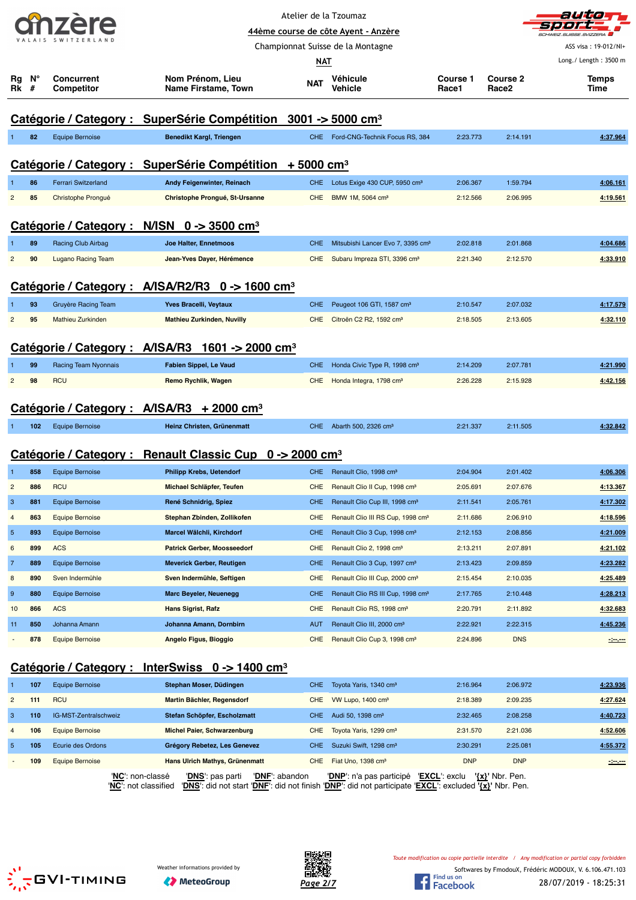Atelier de la Tzoumaz

44ème course de côte Ayent - Anzère

Championnat Suisse de la Montagne

NAT

ASS visa : 19-012/NI+

Long./ Length : 3500 m

## Catégorie / Category : SuperSérie Compétition 3001 -> 5000 cm³

| Rg Rk | N° # | Concurrent Competitor | Nom Prénom, Lieu Name Firstame, Town | NAT | Véhicule Vehicle | Course 1 Race1 | Course 2 Race2 | Temps Time |
|---|---|---|---|---|---|---|---|---|
| 1 | 82 | Equipe Bernoise | Benedikt Kargl, Triengen | CHE | Ford-CNG-Technik Focus RS, 384 | 2:23.773 | 2:14.191 | 4:37.964 |

## Catégorie / Category : SuperSérie Compétition + 5000 cm³

| Rg Rk | N° # | Concurrent Competitor | Nom Prénom, Lieu Name Firstame, Town | NAT | Véhicule Vehicle | Course 1 Race1 | Course 2 Race2 | Temps Time |
|---|---|---|---|---|---|---|---|---|
| 1 | 86 | Ferrari Switzerland | Andy Feigenwinter, Reinach | CHE | Lotus Exige 430 CUP, 5950 cm³ | 2:06.367 | 1:59.794 | 4:06.161 |
| 2 | 85 | Christophe Prongué | Christophe Prongué, St-Ursanne | CHE | BMW 1M, 5064 cm³ | 2:12.566 | 2:06.995 | 4:19.561 |

## Catégorie / Category : N/ISN 0 -> 3500 cm³

| Rg Rk | N° # | Concurrent Competitor | Nom Prénom, Lieu Name Firstame, Town | NAT | Véhicule Vehicle | Course 1 Race1 | Course 2 Race2 | Temps Time |
|---|---|---|---|---|---|---|---|---|
| 1 | 89 | Racing Club Airbag | Joe Halter, Ennetmoos | CHE | Mitsubishi Lancer Evo 7, 3395 cm³ | 2:02.818 | 2:01.868 | 4:04.686 |
| 2 | 90 | Lugano Racing Team | Jean-Yves Dayer, Hérémence | CHE | Subaru Impreza STI, 3396 cm³ | 2:21.340 | 2:12.570 | 4:33.910 |

## Catégorie / Category : A/ISA/R2/R3 0 -> 1600 cm³

| Rg Rk | N° # | Concurrent Competitor | Nom Prénom, Lieu Name Firstame, Town | NAT | Véhicule Vehicle | Course 1 Race1 | Course 2 Race2 | Temps Time |
|---|---|---|---|---|---|---|---|---|
| 1 | 93 | Gruyère Racing Team | Yves Bracelli, Veytaux | CHE | Peugeot 106 GTI, 1587 cm³ | 2:10.547 | 2:07.032 | 4:17.579 |
| 2 | 95 | Mathieu Zurkinden | Mathieu Zurkinden, Nuvilly | CHE | Citroën C2 R2, 1592 cm³ | 2:18.505 | 2:13.605 | 4:32.110 |

## Catégorie / Category : A/ISA/R3 1601 -> 2000 cm³

| Rg Rk | N° # | Concurrent Competitor | Nom Prénom, Lieu Name Firstame, Town | NAT | Véhicule Vehicle | Course 1 Race1 | Course 2 Race2 | Temps Time |
|---|---|---|---|---|---|---|---|---|
| 1 | 99 | Racing Team Nyonnais | Fabien Sippel, Le Vaud | CHE | Honda Civic Type R, 1998 cm³ | 2:14.209 | 2:07.781 | 4:21.990 |
| 2 | 98 | RCU | Remo Rychlik, Wagen | CHE | Honda Integra, 1798 cm³ | 2:26.228 | 2:15.928 | 4:42.156 |

## Catégorie / Category : A/ISA/R3 + 2000 cm³

| Rg Rk | N° # | Concurrent Competitor | Nom Prénom, Lieu Name Firstame, Town | NAT | Véhicule Vehicle | Course 1 Race1 | Course 2 Race2 | Temps Time |
|---|---|---|---|---|---|---|---|---|
| 1 | 102 | Equipe Bernoise | Heinz Christen, Grünenmatt | CHE | Abarth 500, 2326 cm³ | 2:21.337 | 2:11.505 | 4:32.842 |

## Catégorie / Category : Renault Classic Cup 0 -> 2000 cm³

| Rg Rk | N° # | Concurrent Competitor | Nom Prénom, Lieu Name Firstame, Town | NAT | Véhicule Vehicle | Course 1 Race1 | Course 2 Race2 | Temps Time |
|---|---|---|---|---|---|---|---|---|
| 1 | 858 | Equipe Bernoise | Philipp Krebs, Uetendorf | CHE | Renault Clio, 1998 cm³ | 2:04.904 | 2:01.402 | 4:06.306 |
| 2 | 886 | RCU | Michael Schläpfer, Teufen | CHE | Renault Clio II Cup, 1998 cm³ | 2:05.691 | 2:07.676 | 4:13.367 |
| 3 | 881 | Equipe Bernoise | René Schnidrig, Spiez | CHE | Renault Clio Cup III, 1998 cm³ | 2:11.541 | 2:05.761 | 4:17.302 |
| 4 | 863 | Equipe Bernoise | Stephan Zbinden, Zollikofen | CHE | Renault Clio III RS Cup, 1998 cm³ | 2:11.686 | 2:06.910 | 4:18.596 |
| 5 | 893 | Equipe Bernoise | Marcel Wälchli, Kirchdorf | CHE | Renault Clio 3 Cup, 1998 cm³ | 2:12.153 | 2:08.856 | 4:21.009 |
| 6 | 899 | ACS | Patrick Gerber, Moosseedorf | CHE | Renault Clio 2, 1998 cm³ | 2:13.211 | 2:07.891 | 4:21.102 |
| 7 | 889 | Equipe Bernoise | Meverick Gerber, Reutigen | CHE | Renault Clio 3 Cup, 1997 cm³ | 2:13.423 | 2:09.859 | 4:23.282 |
| 8 | 890 | Sven Indermühle | Sven Indermühle, Seftigen | CHE | Renault Clio III Cup, 2000 cm³ | 2:15.454 | 2:10.035 | 4:25.489 |
| 9 | 880 | Equipe Bernoise | Marc Beyeler, Neuenegg | CHE | Renault Clio RS III Cup, 1998 cm³ | 2:17.765 | 2:10.448 | 4:28.213 |
| 10 | 866 | ACS | Hans Sigrist, Rafz | CHE | Renault Clio RS, 1998 cm³ | 2:20.791 | 2:11.892 | 4:32.683 |
| 11 | 850 | Johanna Amann | Johanna Amann, Dornbirn | AUT | Renault Clio III, 2000 cm³ | 2:22.921 | 2:22.315 | 4:45.236 |
| - | 878 | Equipe Bernoise | Angelo Figus, Bioggio | CHE | Renault Clio Cup 3, 1998 cm³ | 2:24.896 | DNS | -:--.--- |

## Catégorie / Category : InterSwiss 0 -> 1400 cm³

| Rg Rk | N° # | Concurrent Competitor | Nom Prénom, Lieu Name Firstame, Town | NAT | Véhicule Vehicle | Course 1 Race1 | Course 2 Race2 | Temps Time |
|---|---|---|---|---|---|---|---|---|
| 1 | 107 | Equipe Bernoise | Stephan Moser, Düdingen | CHE | Toyota Yaris, 1340 cm³ | 2:16.964 | 2:06.972 | 4:23.936 |
| 2 | 111 | RCU | Martin Bächler, Regensdorf | CHE | VW Lupo, 1400 cm³ | 2:18.389 | 2:09.235 | 4:27.624 |
| 3 | 110 | IG-MST-Zentralschweiz | Stefan Schöpfer, Escholzmatt | CHE | Audi 50, 1398 cm³ | 2:32.465 | 2:08.258 | 4:40.723 |
| 4 | 106 | Equipe Bernoise | Michel Paier, Schwarzenburg | CHE | Toyota Yaris, 1299 cm³ | 2:31.570 | 2:21.036 | 4:52.606 |
| 5 | 105 | Ecurie des Ordons | Grégory Rebetez, Les Genevez | CHE | Suzuki Swift, 1298 cm³ | 2:30.291 | 2:25.081 | 4:55.372 |
| - | 109 | Equipe Bernoise | Hans Ulrich Mathys, Grünenmatt | CHE | Fiat Uno, 1398 cm³ | DNP | DNP | -:--.--- |

'NC': non-classé 'DNS': pas parti 'DNF': abandon 'DNP': n'a pas participé 'EXCL': exclu '{x}' Nbr. Pen.
'NC': not classified 'DNS': did not start 'DNF': did not finish 'DNP': did not participate 'EXCL': excluded '{x}' Nbr. Pen.

Weather informations provided by MeteoGroup

*Toute modification ou copie partielle interdite / Any modification or partial copy forbidden*

Softwares by FmodouX, Frédéric MODOUX, V. 6.106.471.103

28/07/2019 - 18:25:31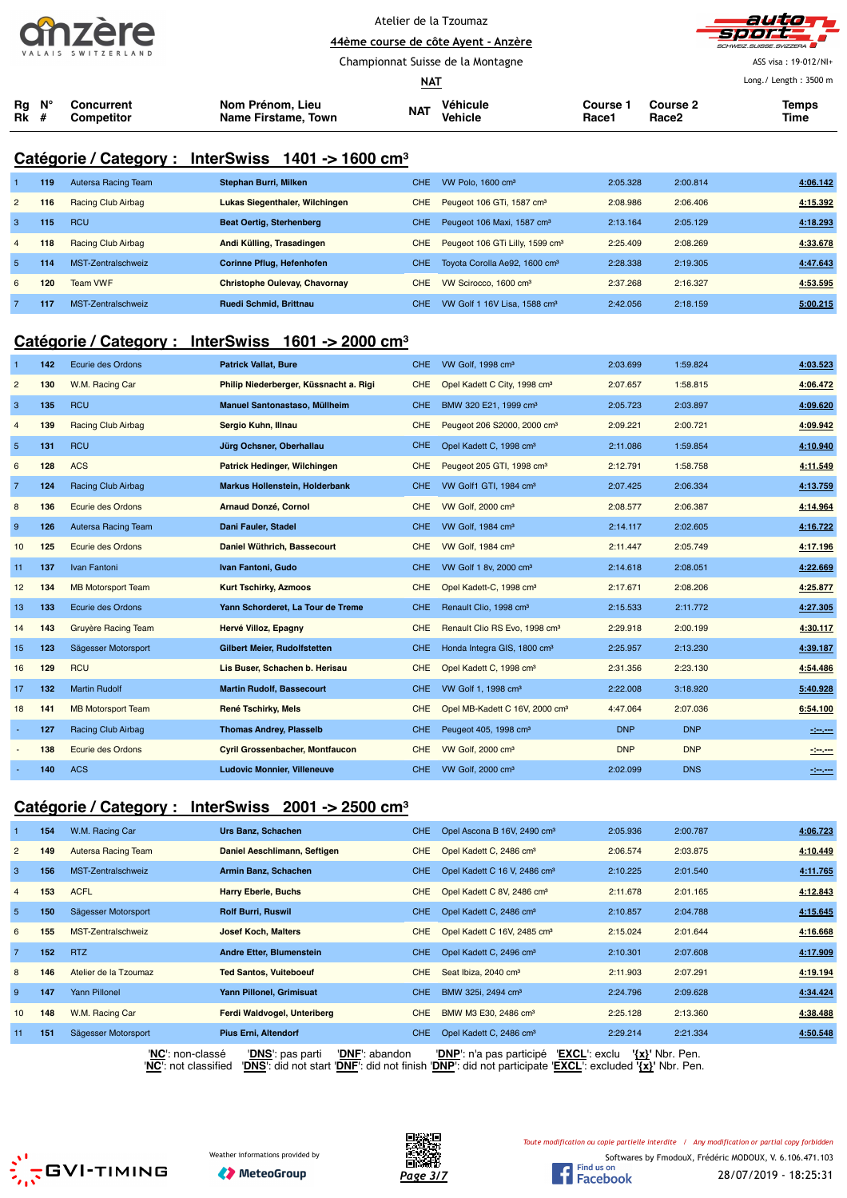Atelier de la Tzoumaz

44ème course de côte Ayent - Anzère

Championnat Suisse de la Montagne

NAT

ASS visa : 19-012/NI+

Long./ Length : 3500 m

## Catégorie / Category : InterSwiss 1401 -> 1600 cm³

| Rg Rk | N° # | Concurrent Competitor | Nom Prénom, Lieu Name Firstame, Town | NAT | Véhicule Vehicle | Course 1 Race1 | Course 2 Race2 | Temps Time |
|---|---|---|---|---|---|---|---|---|
| 1 | 119 | Autersa Racing Team | Stephan Burri, Milken | CHE | VW Polo, 1600 cm³ | 2:05.328 | 2:00.814 | 4:06.142 |
| 2 | 116 | Racing Club Airbag | Lukas Siegenthaler, Wilchingen | CHE | Peugeot 106 GTi, 1587 cm³ | 2:08.986 | 2:06.406 | 4:15.392 |
| 3 | 115 | RCU | Beat Oertig, Sterhenberg | CHE | Peugeot 106 Maxi, 1587 cm³ | 2:13.164 | 2:05.129 | 4:18.293 |
| 4 | 118 | Racing Club Airbag | Andi Külling, Trasadingen | CHE | Peugeot 106 GTi Lilly, 1599 cm³ | 2:25.409 | 2:08.269 | 4:33.678 |
| 5 | 114 | MST-Zentralschweiz | Corinne Pflug, Hefenhofen | CHE | Toyota Corolla Ae92, 1600 cm³ | 2:28.338 | 2:19.305 | 4:47.643 |
| 6 | 120 | Team VWF | Christophe Oulevay, Chavornay | CHE | VW Scirocco, 1600 cm³ | 2:37.268 | 2:16.327 | 4:53.595 |
| 7 | 117 | MST-Zentralschweiz | Ruedi Schmid, Brittnau | CHE | VW Golf 1 16V Lisa, 1588 cm³ | 2:42.056 | 2:18.159 | 5:00.215 |

## Catégorie / Category : InterSwiss 1601 -> 2000 cm³

| Rg Rk | N° # | Concurrent Competitor | Nom Prénom, Lieu Name Firstame, Town | NAT | Véhicule Vehicle | Course 1 Race1 | Course 2 Race2 | Temps Time |
|---|---|---|---|---|---|---|---|---|
| 1 | 142 | Ecurie des Ordons | Patrick Vallat, Bure | CHE | VW Golf, 1998 cm³ | 2:03.699 | 1:59.824 | 4:03.523 |
| 2 | 130 | W.M. Racing Car | Philip Niederberger, Küssnacht a. Rigi | CHE | Opel Kadett C City, 1998 cm³ | 2:07.657 | 1:58.815 | 4:06.472 |
| 3 | 135 | RCU | Manuel Santonastaso, Müllheim | CHE | BMW 320 E21, 1999 cm³ | 2:05.723 | 2:03.897 | 4:09.620 |
| 4 | 139 | Racing Club Airbag | Sergio Kuhn, Illnau | CHE | Peugeot 206 S2000, 2000 cm³ | 2:09.221 | 2:00.721 | 4:09.942 |
| 5 | 131 | RCU | Jürg Ochsner, Oberhallau | CHE | Opel Kadett C, 1998 cm³ | 2:11.086 | 1:59.854 | 4:10.940 |
| 6 | 128 | ACS | Patrick Hedinger, Wilchingen | CHE | Peugeot 205 GTI, 1998 cm³ | 2:12.791 | 1:58.758 | 4:11.549 |
| 7 | 124 | Racing Club Airbag | Markus Hollenstein, Holderbank | CHE | VW Golf1 GTI, 1984 cm³ | 2:07.425 | 2:06.334 | 4:13.759 |
| 8 | 136 | Ecurie des Ordons | Arnaud Donzé, Cornol | CHE | VW Golf, 2000 cm³ | 2:08.577 | 2:06.387 | 4:14.964 |
| 9 | 126 | Autersa Racing Team | Dani Fauler, Stadel | CHE | VW Golf, 1984 cm³ | 2:14.117 | 2:02.605 | 4:16.722 |
| 10 | 125 | Ecurie des Ordons | Daniel Wüthrich, Bassecourt | CHE | VW Golf, 1984 cm³ | 2:11.447 | 2:05.749 | 4:17.196 |
| 11 | 137 | Ivan Fantoni | Ivan Fantoni, Gudo | CHE | VW Golf 1 8v, 2000 cm³ | 2:14.618 | 2:08.051 | 4:22.669 |
| 12 | 134 | MB Motorsport Team | Kurt Tschirky, Azmoos | CHE | Opel Kadett-C, 1998 cm³ | 2:17.671 | 2:08.206 | 4:25.877 |
| 13 | 133 | Ecurie des Ordons | Yann Schorderet, La Tour de Treme | CHE | Renault Clio, 1998 cm³ | 2:15.533 | 2:11.772 | 4:27.305 |
| 14 | 143 | Gruyère Racing Team | Hervé Villoz, Epagny | CHE | Renault Clio RS Evo, 1998 cm³ | 2:29.918 | 2:00.199 | 4:30.117 |
| 15 | 123 | Sägesser Motorsport | Gilbert Meier, Rudolfstetten | CHE | Honda Integra GIS, 1800 cm³ | 2:25.957 | 2:13.230 | 4:39.187 |
| 16 | 129 | RCU | Lis Buser, Schachen b. Herisau | CHE | Opel Kadett C, 1998 cm³ | 2:31.356 | 2:23.130 | 4:54.486 |
| 17 | 132 | Martin Rudolf | Martin Rudolf, Bassecourt | CHE | VW Golf 1, 1998 cm³ | 2:22.008 | 3:18.920 | 5:40.928 |
| 18 | 141 | MB Motorsport Team | René Tschirky, Mels | CHE | Opel MB-Kadett C 16V, 2000 cm³ | 4:47.064 | 2:07.036 | 6:54.100 |
| - | 127 | Racing Club Airbag | Thomas Andrey, Plasselb | CHE | Peugeot 405, 1998 cm³ | DNP | DNP | -:--.--- |
| - | 138 | Ecurie des Ordons | Cyril Grossenbacher, Montfaucon | CHE | VW Golf, 2000 cm³ | DNP | DNP | -:--.--- |
| - | 140 | ACS | Ludovic Monnier, Villeneuve | CHE | VW Golf, 2000 cm³ | 2:02.099 | DNS | -:--.--- |

## Catégorie / Category : InterSwiss 2001 -> 2500 cm³

| Rg Rk | N° # | Concurrent Competitor | Nom Prénom, Lieu Name Firstame, Town | NAT | Véhicule Vehicle | Course 1 Race1 | Course 2 Race2 | Temps Time |
|---|---|---|---|---|---|---|---|---|
| 1 | 154 | W.M. Racing Car | Urs Banz, Schachen | CHE | Opel Ascona B 16V, 2490 cm³ | 2:05.936 | 2:00.787 | 4:06.723 |
| 2 | 149 | Autersa Racing Team | Daniel Aeschlimann, Seftigen | CHE | Opel Kadett C, 2486 cm³ | 2:06.574 | 2:03.875 | 4:10.449 |
| 3 | 156 | MST-Zentralschweiz | Armin Banz, Schachen | CHE | Opel Kadett C 16 V, 2486 cm³ | 2:10.225 | 2:01.540 | 4:11.765 |
| 4 | 153 | ACFL | Harry Eberle, Buchs | CHE | Opel Kadett C 8V, 2486 cm³ | 2:11.678 | 2:01.165 | 4:12.843 |
| 5 | 150 | Sägesser Motorsport | Rolf Burri, Ruswil | CHE | Opel Kadett C, 2486 cm³ | 2:10.857 | 2:04.788 | 4:15.645 |
| 6 | 155 | MST-Zentralschweiz | Josef Koch, Malters | CHE | Opel Kadett C 16V, 2485 cm³ | 2:15.024 | 2:01.644 | 4:16.668 |
| 7 | 152 | RTZ | Andre Etter, Blumenstein | CHE | Opel Kadett C, 2496 cm³ | 2:10.301 | 2:07.608 | 4:17.909 |
| 8 | 146 | Atelier de la Tzoumaz | Ted Santos, Vuiteboeuf | CHE | Seat Ibiza, 2040 cm³ | 2:11.903 | 2:07.291 | 4:19.194 |
| 9 | 147 | Yann Pillonel | Yann Pillonel, Grimisuat | CHE | BMW 325i, 2494 cm³ | 2:24.796 | 2:09.628 | 4:34.424 |
| 10 | 148 | W.M. Racing Car | Ferdi Waldvogel, Unteriberg | CHE | BMW M3 E30, 2486 cm³ | 2:25.128 | 2:13.360 | 4:38.488 |
| 11 | 151 | Sägesser Motorsport | Pius Erni, Altendorf | CHE | Opel Kadett C, 2486 cm³ | 2:29.214 | 2:21.334 | 4:50.548 |

'NC': non-classé 'DNS': pas parti 'DNF': abandon 'DNP': n'a pas participé 'EXCL': exclu '{x}' Nbr. Pen.
'NC': not classified 'DNS': did not start 'DNF': did not finish 'DNP': did not participate 'EXCL': excluded '{x}' Nbr. Pen.

Weather informations provided by MeteoGroup

Toute modification ou copie partielle interdite / Any modification or partial copy forbidden

Softwares by FmodouX, Frédéric MODOUX, V. 6.106.471.103

28/07/2019 - 18:25:31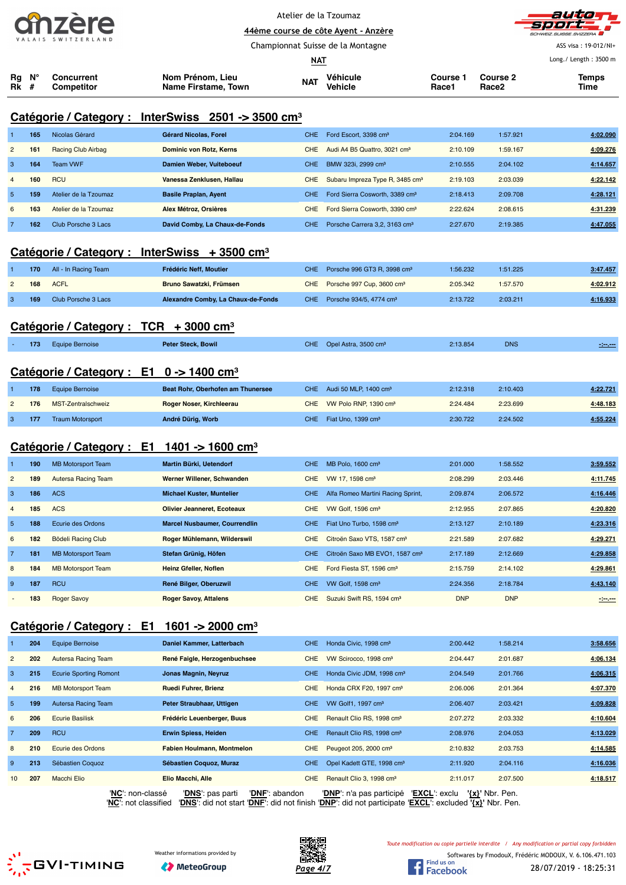Atelier de la Tzoumaz

44ème course de côte Ayent - Anzère

Championnat Suisse de la Montagne

NAT

ASS visa : 19-012/NI+

Long./ Length : 3500 m

## Catégorie / Category : InterSwiss 2501 -> 3500 cm³

| Rg Rk | N° # | Concurrent Competitor | Nom Prénom, Lieu Name Firstame, Town | NAT | Véhicule Vehicle | Course 1 Race1 | Course 2 Race2 | Temps Time |
|---|---|---|---|---|---|---|---|---|
| 1 | 165 | Nicolas Gérard | Gérard Nicolas, Forel | CHE | Ford Escort, 3398 cm³ | 2:04.169 | 1:57.921 | 4:02.090 |
| 2 | 161 | Racing Club Airbag | Dominic von Rotz, Kerns | CHE | Audi A4 B5 Quattro, 3021 cm³ | 2:10.109 | 1:59.167 | 4:09.276 |
| 3 | 164 | Team VWF | Damien Weber, Vuiteboeuf | CHE | BMW 323i, 2999 cm³ | 2:10.555 | 2:04.102 | 4:14.657 |
| 4 | 160 | RCU | Vanessa Zenklusen, Hallau | CHE | Subaru Impreza Type R, 3485 cm³ | 2:19.103 | 2:03.039 | 4:22.142 |
| 5 | 159 | Atelier de la Tzoumaz | Basile Praplan, Ayent | CHE | Ford Sierra Cosworth, 3389 cm³ | 2:18.413 | 2:09.708 | 4:28.121 |
| 6 | 163 | Atelier de la Tzoumaz | Alex Métroz, Orsières | CHE | Ford Sierra Cosworth, 3390 cm³ | 2:22.624 | 2:08.615 | 4:31.239 |
| 7 | 162 | Club Porsche 3 Lacs | David Comby, La Chaux-de-Fonds | CHE | Porsche Carrera 3,2, 3163 cm³ | 2:27.670 | 2:19.385 | 4:47.055 |

## Catégorie / Category : InterSwiss + 3500 cm³

| Rg Rk | N° # | Concurrent Competitor | Nom Prénom, Lieu Name Firstame, Town | NAT | Véhicule Vehicle | Course 1 Race1 | Course 2 Race2 | Temps Time |
|---|---|---|---|---|---|---|---|---|
| 1 | 170 | All - In Racing Team | Frédéric Neff, Moutier | CHE | Porsche 996 GT3 R, 3998 cm³ | 1:56.232 | 1:51.225 | 3:47.457 |
| 2 | 168 | ACFL | Bruno Sawatzki, Frümsen | CHE | Porsche 997 Cup, 3600 cm³ | 2:05.342 | 1:57.570 | 4:02.912 |
| 3 | 169 | Club Porsche 3 Lacs | Alexandre Comby, La Chaux-de-Fonds | CHE | Porsche 934/5, 4774 cm³ | 2:13.722 | 2:03.211 | 4:16.933 |

## Catégorie / Category : TCR + 3000 cm³

| Rg Rk | N° # | Concurrent Competitor | Nom Prénom, Lieu Name Firstame, Town | NAT | Véhicule Vehicle | Course 1 Race1 | Course 2 Race2 | Temps Time |
|---|---|---|---|---|---|---|---|---|
| - | 173 | Equipe Bernoise | Peter Steck, Bowil | CHE | Opel Astra, 3500 cm³ | 2:13.854 | DNS | -:--.--- |

## Catégorie / Category : E1 0 -> 1400 cm³

| Rg Rk | N° # | Concurrent Competitor | Nom Prénom, Lieu Name Firstame, Town | NAT | Véhicule Vehicle | Course 1 Race1 | Course 2 Race2 | Temps Time |
|---|---|---|---|---|---|---|---|---|
| 1 | 178 | Equipe Bernoise | Beat Rohr, Oberhofen am Thunersee | CHE | Audi 50 MLP, 1400 cm³ | 2:12.318 | 2:10.403 | 4:22.721 |
| 2 | 176 | MST-Zentralschweiz | Roger Noser, Kirchleerau | CHE | VW Polo RNP, 1390 cm³ | 2:24.484 | 2:23.699 | 4:48.183 |
| 3 | 177 | Traum Motorsport | André Dürig, Worb | CHE | Fiat Uno, 1399 cm³ | 2:30.722 | 2:24.502 | 4:55.224 |

## Catégorie / Category : E1 1401 -> 1600 cm³

| Rg Rk | N° # | Concurrent Competitor | Nom Prénom, Lieu Name Firstame, Town | NAT | Véhicule Vehicle | Course 1 Race1 | Course 2 Race2 | Temps Time |
|---|---|---|---|---|---|---|---|---|
| 1 | 190 | MB Motorsport Team | Martin Bürki, Uetendorf | CHE | MB Polo, 1600 cm³ | 2:01.000 | 1:58.552 | 3:59.552 |
| 2 | 189 | Autersa Racing Team | Werner Willener, Schwanden | CHE | VW 17, 1598 cm³ | 2:08.299 | 2:03.446 | 4:11.745 |
| 3 | 186 | ACS | Michael Kuster, Muntelier | CHE | Alfa Romeo Martini Racing Sprint, | 2:09.874 | 2:06.572 | 4:16.446 |
| 4 | 185 | ACS | Olivier Jeanneret, Ecoteaux | CHE | VW Golf, 1596 cm³ | 2:12.955 | 2:07.865 | 4:20.820 |
| 5 | 188 | Ecurie des Ordons | Marcel Nusbaumer, Courrendlin | CHE | Fiat Uno Turbo, 1598 cm³ | 2:13.127 | 2:10.189 | 4:23.316 |
| 6 | 182 | Bödeli Racing Club | Roger Mühlemann, Wilderswil | CHE | Citroën Saxo VTS, 1587 cm³ | 2:21.589 | 2:07.682 | 4:29.271 |
| 7 | 181 | MB Motorsport Team | Stefan Grünig, Höfen | CHE | Citroën Saxo MB EVO1, 1587 cm³ | 2:17.189 | 2:12.669 | 4:29.858 |
| 8 | 184 | MB Motorsport Team | Heinz Gfeller, Noflen | CHE | Ford Fiesta ST, 1596 cm³ | 2:15.759 | 2:14.102 | 4:29.861 |
| 9 | 187 | RCU | René Bilger, Oberuzwil | CHE | VW Golf, 1598 cm³ | 2:24.356 | 2:18.784 | 4:43.140 |
| - | 183 | Roger Savoy | Roger Savoy, Attalens | CHE | Suzuki Swift RS, 1594 cm³ | DNP | DNP | -:--.--- |

## Catégorie / Category : E1 1601 -> 2000 cm³

| Rg Rk | N° # | Concurrent Competitor | Nom Prénom, Lieu Name Firstame, Town | NAT | Véhicule Vehicle | Course 1 Race1 | Course 2 Race2 | Temps Time |
|---|---|---|---|---|---|---|---|---|
| 1 | 204 | Equipe Bernoise | Daniel Kammer, Latterbach | CHE | Honda Civic, 1998 cm³ | 2:00.442 | 1:58.214 | 3:58.656 |
| 2 | 202 | Autersa Racing Team | René Faigle, Herzogenbuchsee | CHE | VW Scirocco, 1998 cm³ | 2:04.447 | 2:01.687 | 4:06.134 |
| 3 | 215 | Ecurie Sporting Romont | Jonas Magnin, Neyruz | CHE | Honda Civic JDM, 1998 cm³ | 2:04.549 | 2:01.766 | 4:06.315 |
| 4 | 216 | MB Motorsport Team | Ruedi Fuhrer, Brienz | CHE | Honda CRX F20, 1997 cm³ | 2:06.006 | 2:01.364 | 4:07.370 |
| 5 | 199 | Autersa Racing Team | Peter Straubhaar, Uttigen | CHE | VW Golf1, 1997 cm³ | 2:06.407 | 2:03.421 | 4:09.828 |
| 6 | 206 | Ecurie Basilisk | Frédéric Leuenberger, Buus | CHE | Renault Clio RS, 1998 cm³ | 2:07.272 | 2:03.332 | 4:10.604 |
| 7 | 209 | RCU | Erwin Spiess, Heiden | CHE | Renault Clio RS, 1998 cm³ | 2:08.976 | 2:04.053 | 4:13.029 |
| 8 | 210 | Ecurie des Ordons | Fabien Houlmann, Montmelon | CHE | Peugeot 205, 2000 cm³ | 2:10.832 | 2:03.753 | 4:14.585 |
| 9 | 213 | Sébastien Coquoz | Sébastien Coquoz, Muraz | CHE | Opel Kadett GTE, 1998 cm³ | 2:11.920 | 2:04.116 | 4:16.036 |
| 10 | 207 | Macchi Elio | Elio Macchi, Alle | CHE | Renault Clio 3, 1998 cm³ | 2:11.017 | 2:07.500 | 4:18.517 |

'NC': non-classé 'DNS': pas parti 'DNF': abandon 'DNP': n'a pas participé 'EXCL': exclu '{x}' Nbr. Pen.
'NC': not classified 'DNS': did not start 'DNF': did not finish 'DNP': did not participate 'EXCL': excluded '{x}' Nbr. Pen.

Weather informations provided by MeteoGroup

Toute modification ou copie partielle interdite / Any modification or partial copy forbidden

Softwares by FmodouX, Frédéric MODOUX, V. 6.106.471.103

28/07/2019 - 18:25:31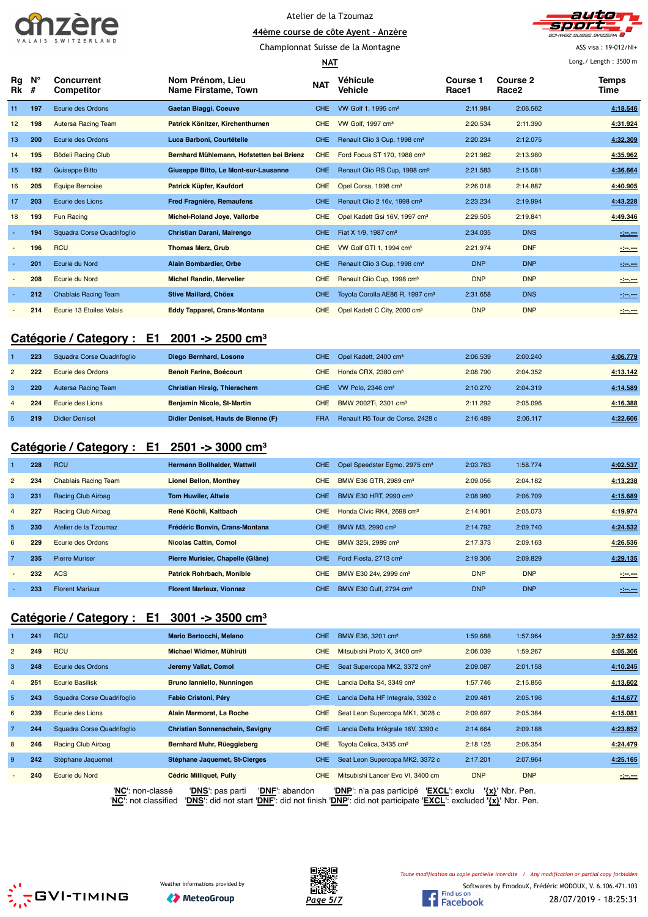Atelier de la Tzoumaz

44ème course de côte Ayent - Anzère

Championnat Suisse de la Montagne

NAT

ASS visa : 19-012/NI+

Long./ Length : 3500 m

| Rg Rk | N° # | Concurrent Competitor | Nom Prénom, Lieu Name Firstame, Town | NAT | Véhicule Vehicle | Course 1 Race1 | Course 2 Race2 | Temps Time |
|---|---|---|---|---|---|---|---|---|
| 11 | 197 | Ecurie des Ordons | Gaetan Biaggi, Coeuve | CHE | VW Golf 1, 1995 cm³ | 2:11.984 | 2:06.562 | 4:18.546 |
| 12 | 198 | Autersa Racing Team | Patrick Könitzer, Kirchenthurnen | CHE | VW Golf, 1997 cm³ | 2:20.534 | 2:11.390 | 4:31.924 |
| 13 | 200 | Ecurie des Ordons | Luca Barboni, Courtételle | CHE | Renault Clio 3 Cup, 1998 cm³ | 2:20.234 | 2:12.075 | 4:32.309 |
| 14 | 195 | Bödeli Racing Club | Bernhard Mühlemann, Hofstetten bei Brienz | CHE | Ford Focus ST 170, 1988 cm³ | 2:21.982 | 2:13.980 | 4:35.962 |
| 15 | 192 | Guiseppe Bitto | Giuseppe Bitto, Le Mont-sur-Lausanne | CHE | Renault Clio RS Cup, 1998 cm³ | 2:21.583 | 2:15.081 | 4:36.664 |
| 16 | 205 | Equipe Bernoise | Patrick Küpfer, Kaufdorf | CHE | Opel Corsa, 1998 cm³ | 2:26.018 | 2:14.887 | 4:40.905 |
| 17 | 203 | Ecurie des Lions | Fred Fragnière, Remaufens | CHE | Renault Clio 2 16v, 1998 cm³ | 2:23.234 | 2:19.994 | 4:43.228 |
| 18 | 193 | Fun Racing | Michel-Roland Joye, Vallorbe | CHE | Opel Kadett Gsi 16V, 1997 cm³ | 2:29.505 | 2:19.841 | 4:49.346 |
| - | 194 | Squadra Corse Quadrifoglio | Christian Darani, Mairengo | CHE | Fiat X 1/9, 1987 cm³ | 2:34.035 | DNS | -:--.--- |
| - | 196 | RCU | Thomas Merz, Grub | CHE | VW Golf GTI 1, 1994 cm³ | 2:21.974 | DNF | -:--.--- |
| - | 201 | Ecurie du Nord | Alain Bombardier, Orbe | CHE | Renault Clio 3 Cup, 1998 cm³ | DNP | DNP | -:--.--- |
| - | 208 | Ecurie du Nord | Michel Randin, Mervelier | CHE | Renault Clio Cup, 1998 cm³ | DNP | DNP | -:--.--- |
| - | 212 | Chablais Racing Team | Stive Maillard, Chöex | CHE | Toyota Corolla AE86 R, 1997 cm³ | 2:31.658 | DNS | -:--.--- |
| - | 214 | Ecurie 13 Etoiles Valais | Eddy Tapparel, Crans-Montana | CHE | Opel Kadett C City, 2000 cm³ | DNP | DNP | -:--.--- |

## Catégorie / Category : E1 2001 -> 2500 cm³

| Rg Rk | N° # | Concurrent Competitor | Nom Prénom, Lieu Name Firstame, Town | NAT | Véhicule Vehicle | Course 1 Race1 | Course 2 Race2 | Temps Time |
|---|---|---|---|---|---|---|---|---|
| 1 | 223 | Squadra Corse Quadrifoglio | Diego Bernhard, Losone | CHE | Opel Kadett, 2400 cm³ | 2:06.539 | 2:00.240 | 4:06.779 |
| 2 | 222 | Ecurie des Ordons | Benoit Farine, Boécourt | CHE | Honda CRX, 2380 cm³ | 2:08.790 | 2:04.352 | 4:13.142 |
| 3 | 220 | Autersa Racing Team | Christian Hirsig, Thierachern | CHE | VW Polo, 2346 cm³ | 2:10.270 | 2:04.319 | 4:14.589 |
| 4 | 224 | Ecurie des Lions | Benjamin Nicole, St-Martin | CHE | BMW 2002Ti, 2301 cm³ | 2:11.292 | 2:05.096 | 4:16.388 |
| 5 | 219 | Didier Deniset | Didier Deniset, Hauts de Bienne (F) | FRA | Renault R5 Tour de Corse, 2428 c | 2:16.489 | 2:06.117 | 4:22.606 |

## Catégorie / Category : E1 2501 -> 3000 cm³

| Rg Rk | N° # | Concurrent Competitor | Nom Prénom, Lieu Name Firstame, Town | NAT | Véhicule Vehicle | Course 1 Race1 | Course 2 Race2 | Temps Time |
|---|---|---|---|---|---|---|---|---|
| 1 | 228 | RCU | Hermann Bollhalder, Wattwil | CHE | Opel Speedster Egmo, 2975 cm³ | 2:03.763 | 1:58.774 | 4:02.537 |
| 2 | 234 | Chablais Racing Team | Lionel Bellon, Monthey | CHE | BMW E36 GTR, 2989 cm³ | 2:09.056 | 2:04.182 | 4:13.238 |
| 3 | 231 | Racing Club Airbag | Tom Huwiler, Altwis | CHE | BMW E30 HRT, 2990 cm³ | 2:08.980 | 2:06.709 | 4:15.689 |
| 4 | 227 | Racing Club Airbag | René Köchli, Kaltbach | CHE | Honda Civic RK4, 2698 cm³ | 2:14.901 | 2:05.073 | 4:19.974 |
| 5 | 230 | Atelier de la Tzoumaz | Frédéric Bonvin, Crans-Montana | CHE | BMW M3, 2990 cm³ | 2:14.792 | 2:09.740 | 4:24.532 |
| 6 | 229 | Ecurie des Ordons | Nicolas Cattin, Cornol | CHE | BMW 325i, 2989 cm³ | 2:17.373 | 2:09.163 | 4:26.536 |
| 7 | 235 | Pierre Muriser | Pierre Murisier, Chapelle (Glâne) | CHE | Ford Fiesta, 2713 cm³ | 2:19.306 | 2:09.829 | 4:29.135 |
| - | 232 | ACS | Patrick Rohrbach, Monible | CHE | BMW E30 24v, 2999 cm³ | DNP | DNP | -:--.--- |
| - | 233 | Florent Mariaux | Florent Mariaux, Vionnaz | CHE | BMW E30 Gulf, 2794 cm³ | DNP | DNP | -:--.--- |

## Catégorie / Category : E1 3001 -> 3500 cm³

| Rg Rk | N° # | Concurrent Competitor | Nom Prénom, Lieu Name Firstame, Town | NAT | Véhicule Vehicle | Course 1 Race1 | Course 2 Race2 | Temps Time |
|---|---|---|---|---|---|---|---|---|
| 1 | 241 | RCU | Mario Bertocchi, Melano | CHE | BMW E36, 3201 cm³ | 1:59.688 | 1:57.964 | 3:57.652 |
| 2 | 249 | RCU | Michael Widmer, Mühlrüti | CHE | Mitsubishi Proto X, 3400 cm³ | 2:06.039 | 1:59.267 | 4:05.306 |
| 3 | 248 | Ecurie des Ordons | Jeremy Vallat, Comol | CHE | Seat Supercopa MK2, 3372 cm³ | 2:09.087 | 2:01.158 | 4:10.245 |
| 4 | 251 | Ecurie Basilisk | Bruno Ianniello, Nunningen | CHE | Lancia Delta S4, 3349 cm³ | 1:57.746 | 2:15.856 | 4:13.602 |
| 5 | 243 | Squadra Corse Quadrifoglio | Fabio Cristoni, Péry | CHE | Lancia Delta HF Integrale, 3392 c | 2:09.481 | 2:05.196 | 4:14.677 |
| 6 | 239 | Ecurie des Lions | Alain Marmorat, La Roche | CHE | Seat Leon Supercopa MK1, 3028 c | 2:09.697 | 2:05.384 | 4:15.081 |
| 7 | 244 | Squadra Corse Quadrifoglio | Christian Sonnenschein, Savigny | CHE | Lancia Delta Intégrale 16V, 3390 c | 2:14.664 | 2:09.188 | 4:23.852 |
| 8 | 246 | Racing Club Airbag | Bernhard Muhr, Rüeggisberg | CHE | Toyota Celica, 3435 cm³ | 2:18.125 | 2:06.354 | 4:24.479 |
| 9 | 242 | Stéphane Jaquemet | Stéphane Jaquemet, St-Cierges | CHE | Seat Leon Supercopa MK2, 3372 c | 2:17.201 | 2:07.964 | 4:25.165 |
| - | 240 | Ecurie du Nord | Cédric Milliquet, Pully | CHE | Mitsubishi Lancer Evo VI, 3400 cm | DNP | DNP | -:--.--- |

'NC': non-classé 'DNS': pas parti 'DNF': abandon 'DNP': n'a pas participé 'EXCL': exclu '{x}' Nbr. Pen.
'NC': not classified 'DNS': did not start 'DNF': did not finish 'DNP': did not participate 'EXCL': excluded '{x}' Nbr. Pen.

Weather informations provided by MeteoGroup

Toute modification ou copie partielle interdite / Any modification or partial copy forbidden

Softwares by FmodouX, Frédéric MODOUX, V. 6.106.471.103

28/07/2019 - 18:25:31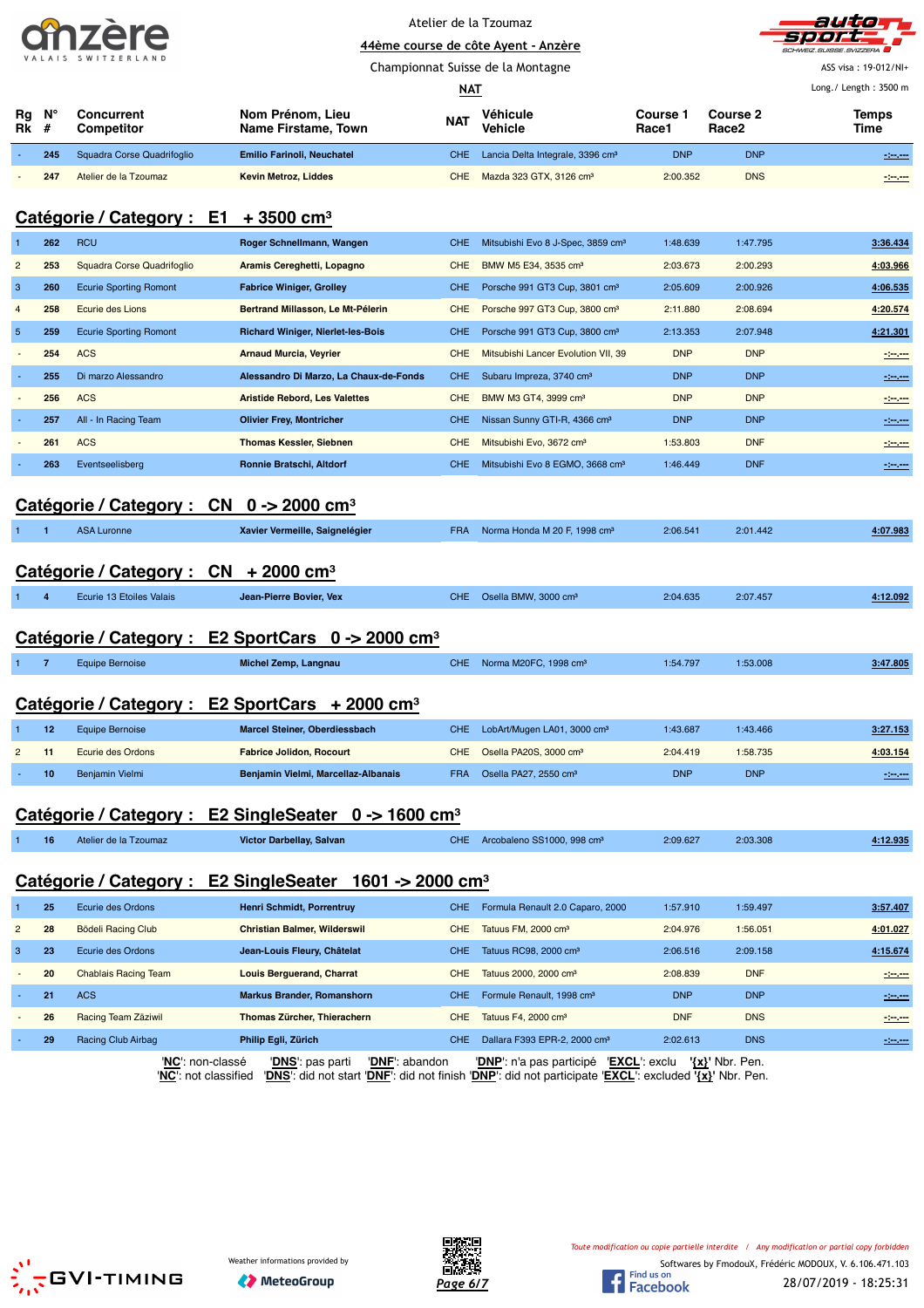Atelier de la Tzoumaz

44ème course de côte Ayent - Anzère

Championnat Suisse de la Montagne

NAT

ASS visa : 19-012/NI+

Long./ Length : 3500 m

| Rg Rk | N° # | Concurrent Competitor | Nom Prénom, Lieu Name Firstame, Town | NAT | Véhicule Vehicle | Course 1 Race1 | Course 2 Race2 | Temps Time |
|---|---|---|---|---|---|---|---|---|
| - | 245 | Squadra Corse Quadrifoglio | Emilio Farinoli, Neuchatel | CHE | Lancia Delta Integrale, 3396 cm³ | DNP | DNP | -:--.--- |
| - | 247 | Atelier de la Tzoumaz | Kevin Metroz, Liddes | CHE | Mazda 323 GTX, 3126 cm³ | 2:00.352 | DNS | -:--.--- |

## Catégorie / Category : E1 + 3500 cm³

| Rg Rk | N° # | Concurrent Competitor | Nom Prénom, Lieu Name Firstame, Town | NAT | Véhicule Vehicle | Course 1 Race1 | Course 2 Race2 | Temps Time |
|---|---|---|---|---|---|---|---|---|
| 1 | 262 | RCU | Roger Schnellmann, Wangen | CHE | Mitsubishi Evo 8 J-Spec, 3859 cm³ | 1:48.639 | 1:47.795 | 3:36.434 |
| 2 | 253 | Squadra Corse Quadrifoglio | Aramis Cereghetti, Lopagno | CHE | BMW M5 E34, 3535 cm³ | 2:03.673 | 2:00.293 | 4:03.966 |
| 3 | 260 | Ecurie Sporting Romont | Fabrice Winiger, Grolley | CHE | Porsche 991 GT3 Cup, 3801 cm³ | 2:05.609 | 2:00.926 | 4:06.535 |
| 4 | 258 | Ecurie des Lions | Bertrand Millasson, Le Mt-Pélerin | CHE | Porsche 997 GT3 Cup, 3800 cm³ | 2:11.880 | 2:08.694 | 4:20.574 |
| 5 | 259 | Ecurie Sporting Romont | Richard Winiger, Nierlet-les-Bois | CHE | Porsche 991 GT3 Cup, 3800 cm³ | 2:13.353 | 2:07.948 | 4:21.301 |
| - | 254 | ACS | Arnaud Murcia, Veyrier | CHE | Mitsubishi Lancer Evolution VII, 39 | DNP | DNP | -:--.--- |
| - | 255 | Di marzo Alessandro | Alessandro Di Marzo, La Chaux-de-Fonds | CHE | Subaru Impreza, 3740 cm³ | DNP | DNP | -:--.--- |
| - | 256 | ACS | Aristide Rebord, Les Valettes | CHE | BMW M3 GT4, 3999 cm³ | DNP | DNP | -:--.--- |
| - | 257 | All - In Racing Team | Olivier Frey, Montricher | CHE | Nissan Sunny GTI-R, 4366 cm³ | DNP | DNP | -:--.--- |
| - | 261 | ACS | Thomas Kessler, Siebnen | CHE | Mitsubishi Evo, 3672 cm³ | 1:53.803 | DNF | -:--.--- |
| - | 263 | Eventseelisberg | Ronnie Bratschi, Altdorf | CHE | Mitsubishi Evo 8 EGMO, 3668 cm³ | 1:46.449 | DNF | -:--.--- |

## Catégorie / Category : CN 0 -> 2000 cm³

| Rg Rk | N° # | Concurrent Competitor | Nom Prénom, Lieu Name Firstame, Town | NAT | Véhicule Vehicle | Course 1 Race1 | Course 2 Race2 | Temps Time |
|---|---|---|---|---|---|---|---|---|
| 1 | 1 | ASA Luronne | Xavier Vermeille, Saignelégier | FRA | Norma Honda M 20 F, 1998 cm³ | 2:06.541 | 2:01.442 | 4:07.983 |

## Catégorie / Category : CN + 2000 cm³

| Rg Rk | N° # | Concurrent Competitor | Nom Prénom, Lieu Name Firstame, Town | NAT | Véhicule Vehicle | Course 1 Race1 | Course 2 Race2 | Temps Time |
|---|---|---|---|---|---|---|---|---|
| 1 | 4 | Ecurie 13 Etoiles Valais | Jean-Pierre Bovier, Vex | CHE | Osella BMW, 3000 cm³ | 2:04.635 | 2:07.457 | 4:12.092 |

## Catégorie / Category : E2 SportCars 0 -> 2000 cm³

| Rg Rk | N° # | Concurrent Competitor | Nom Prénom, Lieu Name Firstame, Town | NAT | Véhicule Vehicle | Course 1 Race1 | Course 2 Race2 | Temps Time |
|---|---|---|---|---|---|---|---|---|
| 1 | 7 | Equipe Bernoise | Michel Zemp, Langnau | CHE | Norma M20FC, 1998 cm³ | 1:54.797 | 1:53.008 | 3:47.805 |

## Catégorie / Category : E2 SportCars + 2000 cm³

| Rg Rk | N° # | Concurrent Competitor | Nom Prénom, Lieu Name Firstame, Town | NAT | Véhicule Vehicle | Course 1 Race1 | Course 2 Race2 | Temps Time |
|---|---|---|---|---|---|---|---|---|
| 1 | 12 | Equipe Bernoise | Marcel Steiner, Oberdiessbach | CHE | LobArt/Mugen LA01, 3000 cm³ | 1:43.687 | 1:43.466 | 3:27.153 |
| 2 | 11 | Ecurie des Ordons | Fabrice Jolidon, Rocourt | CHE | Osella PA20S, 3000 cm³ | 2:04.419 | 1:58.735 | 4:03.154 |
| - | 10 | Benjamin Vielmi | Benjamin Vielmi, Marcellaz-Albanais | FRA | Osella PA27, 2550 cm³ | DNP | DNP | -:--.--- |

## Catégorie / Category : E2 SingleSeater 0 -> 1600 cm³

| Rg Rk | N° # | Concurrent Competitor | Nom Prénom, Lieu Name Firstame, Town | NAT | Véhicule Vehicle | Course 1 Race1 | Course 2 Race2 | Temps Time |
|---|---|---|---|---|---|---|---|---|
| 1 | 16 | Atelier de la Tzoumaz | Victor Darbellay, Salvan | CHE | Arcobaleno SS1000, 998 cm³ | 2:09.627 | 2:03.308 | 4:12.935 |

## Catégorie / Category : E2 SingleSeater 1601 -> 2000 cm³

| Rg Rk | N° # | Concurrent Competitor | Nom Prénom, Lieu Name Firstame, Town | NAT | Véhicule Vehicle | Course 1 Race1 | Course 2 Race2 | Temps Time |
|---|---|---|---|---|---|---|---|---|
| 1 | 25 | Ecurie des Ordons | Henri Schmidt, Porrentruy | CHE | Formula Renault 2.0 Caparo, 2000 | 1:57.910 | 1:59.497 | 3:57.407 |
| 2 | 28 | Bödeli Racing Club | Christian Balmer, Wilderswil | CHE | Tatuus FM, 2000 cm³ | 2:04.976 | 1:56.051 | 4:01.027 |
| 3 | 23 | Ecurie des Ordons | Jean-Louis Fleury, Châtelat | CHE | Tatuus RC98, 2000 cm³ | 2:06.516 | 2:09.158 | 4:15.674 |
| - | 20 | Chablais Racing Team | Louis Berguerand, Charrat | CHE | Tatuus 2000, 2000 cm³ | 2:08.839 | DNF | -:--.--- |
| - | 21 | ACS | Markus Brander, Romanshorn | CHE | Formule Renault, 1998 cm³ | DNP | DNP | -:--.--- |
| - | 26 | Racing Team Zäziwil | Thomas Zürcher, Thierachern | CHE | Tatuus F4, 2000 cm³ | DNF | DNS | -:--.--- |
| - | 29 | Racing Club Airbag | Philip Egli, Zürich | CHE | Dallara F393 EPR-2, 2000 cm³ | 2:02.613 | DNS | -:--.--- |

'NC': non-classé 'DNS': pas parti 'DNF': abandon 'DNP': n'a pas participé 'EXCL': exclu '{x}' Nbr. Pen.
'NC': not classified 'DNS': did not start 'DNF': did not finish 'DNP': did not participate 'EXCL': excluded '{x}' Nbr. Pen.

Weather informations provided by MeteoGroup

*Toute modification ou copie partielle interdite / Any modification or partial copy forbidden*

Softwares by FmodouX, Frédéric MODOUX, V. 6.106.471.103

28/07/2019 - 18:25:31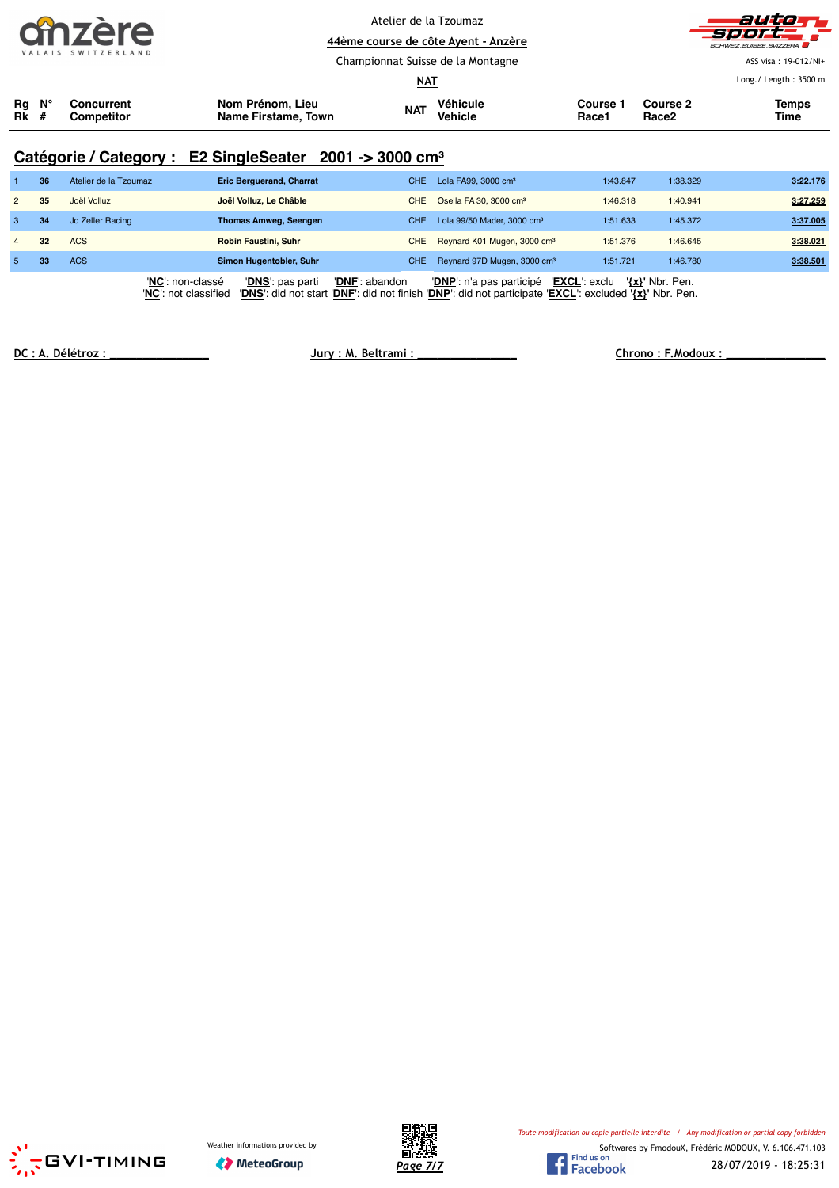Atelier de la Tzoumaz

44ème course de côte Ayent - Anzère

Championnat Suisse de la Montagne

NAT

ASS visa : 19-012/NI+

Long./ Length : 3500 m

## Catégorie / Category : E2 SingleSeater 2001 -> 3000 cm³

| Rg Rk | N° # | Concurrent Competitor | Nom Prénom, Lieu Name Firstame, Town | NAT | Véhicule Vehicle | Course 1 Race1 | Course 2 Race2 | Temps Time |
|---|---|---|---|---|---|---|---|---|
| 1 | 36 | Atelier de la Tzoumaz | **Eric Berguerand, Charrat** | CHE | Lola FA99, 3000 cm³ | 1:43.847 | 1:38.329 | 3:22.176 |
| 2 | 35 | Joël Volluz | **Joël Volluz, Le Châble** | CHE | Osella FA 30, 3000 cm³ | 1:46.318 | 1:40.941 | 3:27.259 |
| 3 | 34 | Jo Zeller Racing | **Thomas Amweg, Seengen** | CHE | Lola 99/50 Mader, 3000 cm³ | 1:51.633 | 1:45.372 | 3:37.005 |
| 4 | 32 | ACS | **Robin Faustini, Suhr** | CHE | Reynard K01 Mugen, 3000 cm³ | 1:51.376 | 1:46.645 | 3:38.021 |
| 5 | 33 | ACS | **Simon Hugentobler, Suhr** | CHE | Reynard 97D Mugen, 3000 cm³ | 1:51.721 | 1:46.780 | 3:38.501 |

'NC': non-classé 'DNS': pas parti 'DNF': abandon 'DNP': n'a pas participé 'EXCL': exclu '{x}' Nbr. Pen.
'NC': not classified 'DNS': did not start 'DNF': did not finish 'DNP': did not participate 'EXCL': excluded '{x}' Nbr. Pen.

DC : A. Délétroz : _______________ Jury : M. Beltrami : _______________ Chrono : F.Modoux : _______________

Weather informations provided by MeteoGroup

Toute modification ou copie partielle interdite / Any modification or partial copy forbidden

Softwares by FmodouX, Frédéric MODOUX, V. 6.106.471.103

28/07/2019 - 18:25:31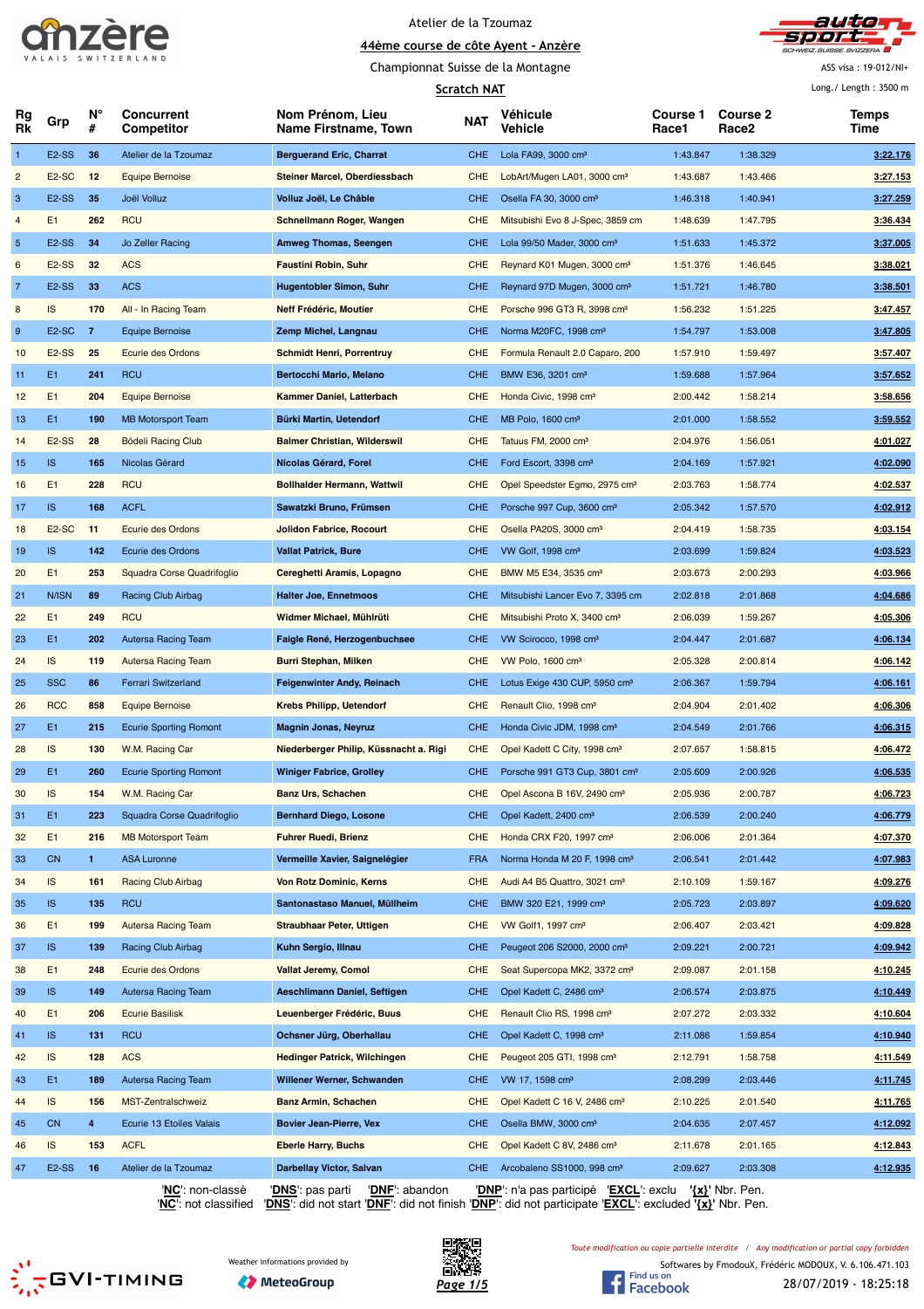Atelier de la Tzoumaz

**44ème course de côte Ayent - Anzère**

Championnat Suisse de la Montagne

**Scratch NAT**

ASS visa : 19-012/NI+

Long./ Length : 3500 m

| Rg Rk | Grp | N° # | Concurrent Competitor | Nom Prénom, Lieu Name Firstname, Town | NAT | Véhicule Vehicle | Course 1 Race1 | Course 2 Race2 | Temps Time |
|---|---|---|---|---|---|---|---|---|---|
| 1 | E2-SS | 36 | Atelier de la Tzoumaz | **Berguerand Eric, Charrat** | CHE | Lola FA99, 3000 cm³ | 1:43.847 | 1:38.329 | **3:22.176** |
| 2 | E2-SC | 12 | Equipe Bernoise | **Steiner Marcel, Oberdiessbach** | CHE | LobArt/Mugen LA01, 3000 cm³ | 1:43.687 | 1:43.466 | **3:27.153** |
| 3 | E2-SS | 35 | Joël Volluz | **Volluz Joël, Le Châble** | CHE | Osella FA 30, 3000 cm³ | 1:46.318 | 1:40.941 | **3:27.259** |
| 4 | E1 | 262 | RCU | **Schnellmann Roger, Wangen** | CHE | Mitsubishi Evo 8 J-Spec, 3859 cm | 1:48.639 | 1:47.795 | **3:36.434** |
| 5 | E2-SS | 34 | Jo Zeller Racing | **Amweg Thomas, Seengen** | CHE | Lola 99/50 Mader, 3000 cm³ | 1:51.633 | 1:45.372 | **3:37.005** |
| 6 | E2-SS | 32 | ACS | **Faustini Robin, Suhr** | CHE | Reynard K01 Mugen, 3000 cm³ | 1:51.376 | 1:46.645 | **3:38.021** |
| 7 | E2-SS | 33 | ACS | **Hugentobler Simon, Suhr** | CHE | Reynard 97D Mugen, 3000 cm³ | 1:51.721 | 1:46.780 | **3:38.501** |
| 8 | IS | 170 | All - In Racing Team | **Neff Frédéric, Moutier** | CHE | Porsche 996 GT3 R, 3998 cm³ | 1:56.232 | 1:51.225 | **3:47.457** |
| 9 | E2-SC | 7 | Equipe Bernoise | **Zemp Michel, Langnau** | CHE | Norma M20FC, 1998 cm³ | 1:54.797 | 1:53.008 | **3:47.805** |
| 10 | E2-SS | 25 | Ecurie des Ordons | **Schmidt Henri, Porrentruy** | CHE | Formula Renault 2.0 Caparo, 200 | 1:57.910 | 1:59.497 | **3:57.407** |
| 11 | E1 | 241 | RCU | **Bertocchi Mario, Melano** | CHE | BMW E36, 3201 cm³ | 1:59.688 | 1:57.964 | **3:57.652** |
| 12 | E1 | 204 | Equipe Bernoise | **Kammer Daniel, Latterbach** | CHE | Honda Civic, 1998 cm³ | 2:00.442 | 1:58.214 | **3:58.656** |
| 13 | E1 | 190 | MB Motorsport Team | **Bürki Martin, Uetendorf** | CHE | MB Polo, 1600 cm³ | 2:01.000 | 1:58.552 | **3:59.552** |
| 14 | E2-SS | 28 | Bödeli Racing Club | **Balmer Christian, Wilderswil** | CHE | Tatuus FM, 2000 cm³ | 2:04.976 | 1:56.051 | **4:01.027** |
| 15 | IS | 165 | Nicolas Gérard | **Nicolas Gérard, Forel** | CHE | Ford Escort, 3398 cm³ | 2:04.169 | 1:57.921 | **4:02.090** |
| 16 | E1 | 228 | RCU | **Bollhalder Hermann, Wattwil** | CHE | Opel Speedster Egmo, 2975 cm³ | 2:03.763 | 1:58.774 | **4:02.537** |
| 17 | IS | 168 | ACFL | **Sawatzki Bruno, Frümsen** | CHE | Porsche 997 Cup, 3600 cm³ | 2:05.342 | 1:57.570 | **4:02.912** |
| 18 | E2-SC | 11 | Ecurie des Ordons | **Jolidon Fabrice, Rocourt** | CHE | Osella PA20S, 3000 cm³ | 2:04.419 | 1:58.735 | **4:03.154** |
| 19 | IS | 142 | Ecurie des Ordons | **Vallat Patrick, Bure** | CHE | VW Golf, 1998 cm³ | 2:03.699 | 1:59.824 | **4:03.523** |
| 20 | E1 | 253 | Squadra Corse Quadrifoglio | **Cereghetti Aramis, Lopagno** | CHE | BMW M5 E34, 3535 cm³ | 2:03.673 | 2:00.293 | **4:03.966** |
| 21 | N/ISN | 89 | Racing Club Airbag | **Halter Joe, Ennetmoos** | CHE | Mitsubishi Lancer Evo 7, 3395 cm | 2:02.818 | 2:01.868 | **4:04.686** |
| 22 | E1 | 249 | RCU | **Widmer Michael, Mühlrüti** | CHE | Mitsubishi Proto X, 3400 cm³ | 2:06.039 | 1:59.267 | **4:05.306** |
| 23 | E1 | 202 | Autersa Racing Team | **Faigle René, Herzogenbuchsee** | CHE | VW Scirocco, 1998 cm³ | 2:04.447 | 2:01.687 | **4:06.134** |
| 24 | IS | 119 | Autersa Racing Team | **Burri Stephan, Milken** | CHE | VW Polo, 1600 cm³ | 2:05.328 | 2:00.814 | **4:06.142** |
| 25 | SSC | 86 | Ferrari Switzerland | **Feigenwinter Andy, Reinach** | CHE | Lotus Exige 430 CUP, 5950 cm³ | 2:06.367 | 1:59.794 | **4:06.161** |
| 26 | RCC | 858 | Equipe Bernoise | **Krebs Philipp, Uetendorf** | CHE | Renault Clio, 1998 cm³ | 2:04.904 | 2:01.402 | **4:06.306** |
| 27 | E1 | 215 | Ecurie Sporting Romont | **Magnin Jonas, Neyruz** | CHE | Honda Civic JDM, 1998 cm³ | 2:04.549 | 2:01.766 | **4:06.315** |
| 28 | IS | 130 | W.M. Racing Car | **Niederberger Philip, Küssnacht a. Rigi** | CHE | Opel Kadett C City, 1998 cm³ | 2:07.657 | 1:58.815 | **4:06.472** |
| 29 | E1 | 260 | Ecurie Sporting Romont | **Winiger Fabrice, Grolley** | CHE | Porsche 991 GT3 Cup, 3801 cm³ | 2:05.609 | 2:00.926 | **4:06.535** |
| 30 | IS | 154 | W.M. Racing Car | **Banz Urs, Schachen** | CHE | Opel Ascona B 16V, 2490 cm³ | 2:05.936 | 2:00.787 | **4:06.723** |
| 31 | E1 | 223 | Squadra Corse Quadrifoglio | **Bernhard Diego, Losone** | CHE | Opel Kadett, 2400 cm³ | 2:06.539 | 2:00.240 | **4:06.779** |
| 32 | E1 | 216 | MB Motorsport Team | **Fuhrer Ruedi, Brienz** | CHE | Honda CRX F20, 1997 cm³ | 2:06.006 | 2:01.364 | **4:07.370** |
| 33 | CN | 1 | ASA Luronne | **Vermeille Xavier, Saignelégier** | FRA | Norma Honda M 20 F, 1998 cm³ | 2:06.541 | 2:01.442 | **4:07.983** |
| 34 | IS | 161 | Racing Club Airbag | **Von Rotz Dominic, Kerns** | CHE | Audi A4 B5 Quattro, 3021 cm³ | 2:10.109 | 1:59.167 | **4:09.276** |
| 35 | IS | 135 | RCU | **Santonastaso Manuel, Müllheim** | CHE | BMW 320 E21, 1999 cm³ | 2:05.723 | 2:03.897 | **4:09.620** |
| 36 | E1 | 199 | Autersa Racing Team | **Straubhaar Peter, Uttigen** | CHE | VW Golf1, 1997 cm³ | 2:06.407 | 2:03.421 | **4:09.828** |
| 37 | IS | 139 | Racing Club Airbag | **Kuhn Sergio, Illnau** | CHE | Peugeot 206 S2000, 2000 cm³ | 2:09.221 | 2:00.721 | **4:09.942** |
| 38 | E1 | 248 | Ecurie des Ordons | **Vallat Jeremy, Comol** | CHE | Seat Supercopa MK2, 3372 cm³ | 2:09.087 | 2:01.158 | **4:10.245** |
| 39 | IS | 149 | Autersa Racing Team | **Aeschlimann Daniel, Seftigen** | CHE | Opel Kadett C, 2486 cm³ | 2:06.574 | 2:03.875 | **4:10.449** |
| 40 | E1 | 206 | Ecurie Basilisk | **Leuenberger Frédéric, Buus** | CHE | Renault Clio RS, 1998 cm³ | 2:07.272 | 2:03.332 | **4:10.604** |
| 41 | IS | 131 | RCU | **Ochsner Jürg, Oberhallau** | CHE | Opel Kadett C, 1998 cm³ | 2:11.086 | 1:59.854 | **4:10.940** |
| 42 | IS | 128 | ACS | **Hedinger Patrick, Wilchingen** | CHE | Peugeot 205 GTI, 1998 cm³ | 2:12.791 | 1:58.758 | **4:11.549** |
| 43 | E1 | 189 | Autersa Racing Team | **Willener Werner, Schwanden** | CHE | VW 17, 1598 cm³ | 2:08.299 | 2:03.446 | **4:11.745** |
| 44 | IS | 156 | MST-Zentralschweiz | **Banz Armin, Schachen** | CHE | Opel Kadett C 16 V, 2486 cm³ | 2:10.225 | 2:01.540 | **4:11.765** |
| 45 | CN | 4 | Ecurie 13 Etoiles Valais | **Bovier Jean-Pierre, Vex** | CHE | Osella BMW, 3000 cm³ | 2:04.635 | 2:07.457 | **4:12.092** |
| 46 | IS | 153 | ACFL | **Eberle Harry, Buchs** | CHE | Opel Kadett C 8V, 2486 cm³ | 2:11.678 | 2:01.165 | **4:12.843** |
| 47 | E2-SS | 16 | Atelier de la Tzoumaz | **Darbellay Victor, Salvan** | CHE | Arcobaleno SS1000, 998 cm³ | 2:09.627 | 2:03.308 | **4:12.935** |

'**NC**': non-classé '**DNS**': pas parti '**DNF**': abandon '**DNP**': n'a pas participé '**EXCL**': exclu '**{x}**' Nbr. Pen.
'**NC**': not classified '**DNS**': did not start '**DNF**': did not finish '**DNP**': did not participate '**EXCL**': excluded '**{x}**' Nbr. Pen.

Weather informations provided by MeteoGroup

*Toute modification ou copie partielle interdite / Any modification or partial copy forbidden*

Softwares by FmodouX, Frédéric MODOUX, V. 6.106.471.103

28/07/2019 - 18:25:18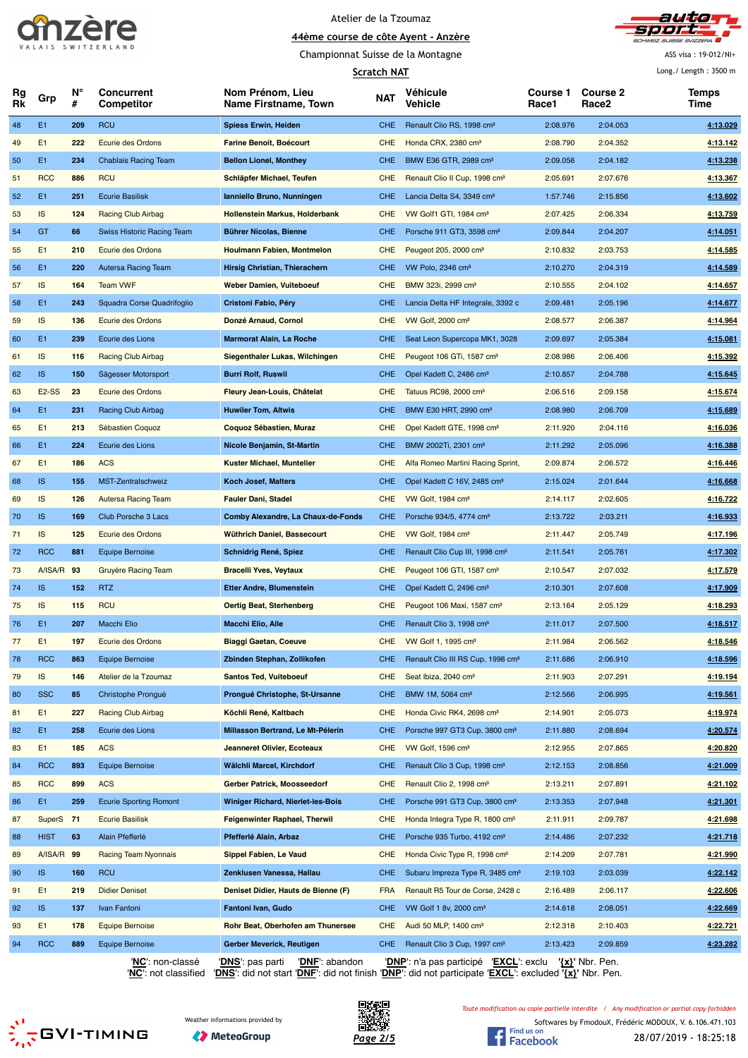Atelier de la Tzoumaz

**44ème course de côte Ayent - Anzère**

Championnat Suisse de la Montagne

**Scratch NAT**

ASS visa : 19-012/NI+

Long./ Length : 3500 m

| Rg Rk | Grp | N° # | Concurrent Competitor | Nom Prénom, Lieu Name Firstname, Town | NAT | Véhicule Vehicle | Course 1 Race1 | Course 2 Race2 | Temps Time |
|---|---|---|---|---|---|---|---|---|---|
| 48 | E1 | 209 | RCU | Spiess Erwin, Heiden | CHE | Renault Clio RS, 1998 cm³ | 2:08.976 | 2:04.053 | 4:13.029 |
| 49 | E1 | 222 | Ecurie des Ordons | Farine Benoit, Boécourt | CHE | Honda CRX, 2380 cm³ | 2:08.790 | 2:04.352 | 4:13.142 |
| 50 | E1 | 234 | Chablais Racing Team | Bellon Lionel, Monthey | CHE | BMW E36 GTR, 2989 cm³ | 2:09.056 | 2:04.182 | 4:13.238 |
| 51 | RCC | 886 | RCU | Schläpfer Michael, Teufen | CHE | Renault Clio II Cup, 1998 cm³ | 2:05.691 | 2:07.676 | 4:13.367 |
| 52 | E1 | 251 | Ecurie Basilisk | Ianniello Bruno, Nunningen | CHE | Lancia Delta S4, 3349 cm³ | 1:57.746 | 2:15.856 | 4:13.602 |
| 53 | IS | 124 | Racing Club Airbag | Hollenstein Markus, Holderbank | CHE | VW Golf1 GTI, 1984 cm³ | 2:07.425 | 2:06.334 | 4:13.759 |
| 54 | GT | 66 | Swiss Historic Racing Team | Bührer Nicolas, Bienne | CHE | Porsche 911 GT3, 3598 cm³ | 2:09.844 | 2:04.207 | 4:14.051 |
| 55 | E1 | 210 | Ecurie des Ordons | Houlmann Fabien, Montmelon | CHE | Peugeot 205, 2000 cm³ | 2:10.832 | 2:03.753 | 4:14.585 |
| 56 | E1 | 220 | Autersa Racing Team | Hirsig Christian, Thierachern | CHE | VW Polo, 2346 cm³ | 2:10.270 | 2:04.319 | 4:14.589 |
| 57 | IS | 164 | Team VWF | Weber Damien, Vuiteboeuf | CHE | BMW 323i, 2999 cm³ | 2:10.555 | 2:04.102 | 4:14.657 |
| 58 | E1 | 243 | Squadra Corse Quadrifoglio | Cristoni Fabio, Péry | CHE | Lancia Delta HF Integrale, 3392 c | 2:09.481 | 2:05.196 | 4:14.677 |
| 59 | IS | 136 | Ecurie des Ordons | Donzé Arnaud, Cornol | CHE | VW Golf, 2000 cm³ | 2:08.577 | 2:06.387 | 4:14.964 |
| 60 | E1 | 239 | Ecurie des Lions | Marmorat Alain, La Roche | CHE | Seat Leon Supercopa MK1, 3028 | 2:09.697 | 2:05.384 | 4:15.081 |
| 61 | IS | 116 | Racing Club Airbag | Siegenthaler Lukas, Wilchingen | CHE | Peugeot 106 GTi, 1587 cm³ | 2:08.986 | 2:06.406 | 4:15.392 |
| 62 | IS | 150 | Sägesser Motorsport | Burri Rolf, Ruswil | CHE | Opel Kadett C, 2486 cm³ | 2:10.857 | 2:04.788 | 4:15.645 |
| 63 | E2-SS | 23 | Ecurie des Ordons | Fleury Jean-Louis, Châtelat | CHE | Tatuus RC98, 2000 cm³ | 2:06.516 | 2:09.158 | 4:15.674 |
| 64 | E1 | 231 | Racing Club Airbag | Huwiler Tom, Altwis | CHE | BMW E30 HRT, 2990 cm³ | 2:08.980 | 2:06.709 | 4:15.689 |
| 65 | E1 | 213 | Sébastien Coquoz | Coquoz Sébastien, Muraz | CHE | Opel Kadett GTE, 1998 cm³ | 2:11.920 | 2:04.116 | 4:16.036 |
| 66 | E1 | 224 | Ecurie des Lions | Nicole Benjamin, St-Martin | CHE | BMW 2002Ti, 2301 cm³ | 2:11.292 | 2:05.096 | 4:16.388 |
| 67 | E1 | 186 | ACS | Kuster Michael, Muntelier | CHE | Alfa Romeo Martini Racing Sprint, | 2:09.874 | 2:06.572 | 4:16.446 |
| 68 | IS | 155 | MST-Zentralschweiz | Koch Josef, Malters | CHE | Opel Kadett C 16V, 2485 cm³ | 2:15.024 | 2:01.644 | 4:16.668 |
| 69 | IS | 126 | Autersa Racing Team | Fauler Dani, Stadel | CHE | VW Golf, 1984 cm³ | 2:14.117 | 2:02.605 | 4:16.722 |
| 70 | IS | 169 | Club Porsche 3 Lacs | Comby Alexandre, La Chaux-de-Fonds | CHE | Porsche 934/5, 4774 cm³ | 2:13.722 | 2:03.211 | 4:16.933 |
| 71 | IS | 125 | Ecurie des Ordons | Wüthrich Daniel, Bassecourt | CHE | VW Golf, 1984 cm³ | 2:11.447 | 2:05.749 | 4:17.196 |
| 72 | RCC | 881 | Equipe Bernoise | Schnidrig René, Spiez | CHE | Renault Clio Cup III, 1998 cm³ | 2:11.541 | 2:05.761 | 4:17.302 |
| 73 | A/ISA/R | 93 | Gruyère Racing Team | Bracelli Yves, Veytaux | CHE | Peugeot 106 GTI, 1587 cm³ | 2:10.547 | 2:07.032 | 4:17.579 |
| 74 | IS | 152 | RTZ | Etter Andre, Blumenstein | CHE | Opel Kadett C, 2496 cm³ | 2:10.301 | 2:07.608 | 4:17.909 |
| 75 | IS | 115 | RCU | Oertig Beat, Sterhenberg | CHE | Peugeot 106 Maxi, 1587 cm³ | 2:13.164 | 2:05.129 | 4:18.293 |
| 76 | E1 | 207 | Macchi Elio | Macchi Elio, Alle | CHE | Renault Clio 3, 1998 cm³ | 2:11.017 | 2:07.500 | 4:18.517 |
| 77 | E1 | 197 | Ecurie des Ordons | Biaggi Gaetan, Coeuve | CHE | VW Golf 1, 1995 cm³ | 2:11.984 | 2:06.562 | 4:18.546 |
| 78 | RCC | 863 | Equipe Bernoise | Zbinden Stephan, Zollikofen | CHE | Renault Clio III RS Cup, 1998 cm³ | 2:11.686 | 2:06.910 | 4:18.596 |
| 79 | IS | 146 | Atelier de la Tzoumaz | Santos Ted, Vuiteboeuf | CHE | Seat Ibiza, 2040 cm³ | 2:11.903 | 2:07.291 | 4:19.194 |
| 80 | SSC | 85 | Christophe Prongué | Prongué Christophe, St-Ursanne | CHE | BMW 1M, 5064 cm³ | 2:12.566 | 2:06.995 | 4:19.561 |
| 81 | E1 | 227 | Racing Club Airbag | Köchli René, Kaltbach | CHE | Honda Civic RK4, 2698 cm³ | 2:14.901 | 2:05.073 | 4:19.974 |
| 82 | E1 | 258 | Ecurie des Lions | Millasson Bertrand, Le Mt-Pélerin | CHE | Porsche 997 GT3 Cup, 3800 cm³ | 2:11.880 | 2:08.694 | 4:20.574 |
| 83 | E1 | 185 | ACS | Jeanneret Olivier, Ecoteaux | CHE | VW Golf, 1596 cm³ | 2:12.955 | 2:07.865 | 4:20.820 |
| 84 | RCC | 893 | Equipe Bernoise | Wälchli Marcel, Kirchdorf | CHE | Renault Clio 3 Cup, 1998 cm³ | 2:12.153 | 2:08.856 | 4:21.009 |
| 85 | RCC | 899 | ACS | Gerber Patrick, Moosseedorf | CHE | Renault Clio 2, 1998 cm³ | 2:13.211 | 2:07.891 | 4:21.102 |
| 86 | E1 | 259 | Ecurie Sporting Romont | Winiger Richard, Nierlet-les-Bois | CHE | Porsche 991 GT3 Cup, 3800 cm³ | 2:13.353 | 2:07.948 | 4:21.301 |
| 87 | SuperS | 71 | Ecurie Basilisk | Feigenwinter Raphael, Therwil | CHE | Honda Integra Type R, 1800 cm³ | 2:11.911 | 2:09.787 | 4:21.698 |
| 88 | HIST | 63 | Alain Pfefferlé | Pfefferlé Alain, Arbaz | CHE | Porsche 935 Turbo, 4192 cm³ | 2:14.486 | 2:07.232 | 4:21.718 |
| 89 | A/ISA/R | 99 | Racing Team Nyonnais | Sippel Fabien, Le Vaud | CHE | Honda Civic Type R, 1998 cm³ | 2:14.209 | 2:07.781 | 4:21.990 |
| 90 | IS | 160 | RCU | Zenklusen Vanessa, Hallau | CHE | Subaru Impreza Type R, 3485 cm³ | 2:19.103 | 2:03.039 | 4:22.142 |
| 91 | E1 | 219 | Didier Deniset | Deniset Didier, Hauts de Bienne (F) | FRA | Renault R5 Tour de Corse, 2428 c | 2:16.489 | 2:06.117 | 4:22.606 |
| 92 | IS | 137 | Ivan Fantoni | Fantoni Ivan, Gudo | CHE | VW Golf 1 8v, 2000 cm³ | 2:14.618 | 2:08.051 | 4:22.669 |
| 93 | E1 | 178 | Equipe Bernoise | Rohr Beat, Oberhofen am Thunersee | CHE | Audi 50 MLP, 1400 cm³ | 2:12.318 | 2:10.403 | 4:22.721 |
| 94 | RCC | 889 | Equipe Bernoise | Gerber Meverick, Reutigen | CHE | Renault Clio 3 Cup, 1997 cm³ | 2:13.423 | 2:09.859 | 4:23.282 |

'NC': non-classé 'DNS': pas parti 'DNF': abandon 'DNP': n'a pas participé 'EXCL': exclu '{x}' Nbr. Pen.
'NC': not classified 'DNS': did not start 'DNF': did not finish 'DNP': did not participate 'EXCL': excluded '{x}' Nbr. Pen.

Weather informations provided by MeteoGroup

Toute modification ou copie partielle interdite / Any modification or partial copy forbidden

Softwares by FmodouX, Frédéric MODOUX, V. 6.106.471.103

28/07/2019 - 18:25:18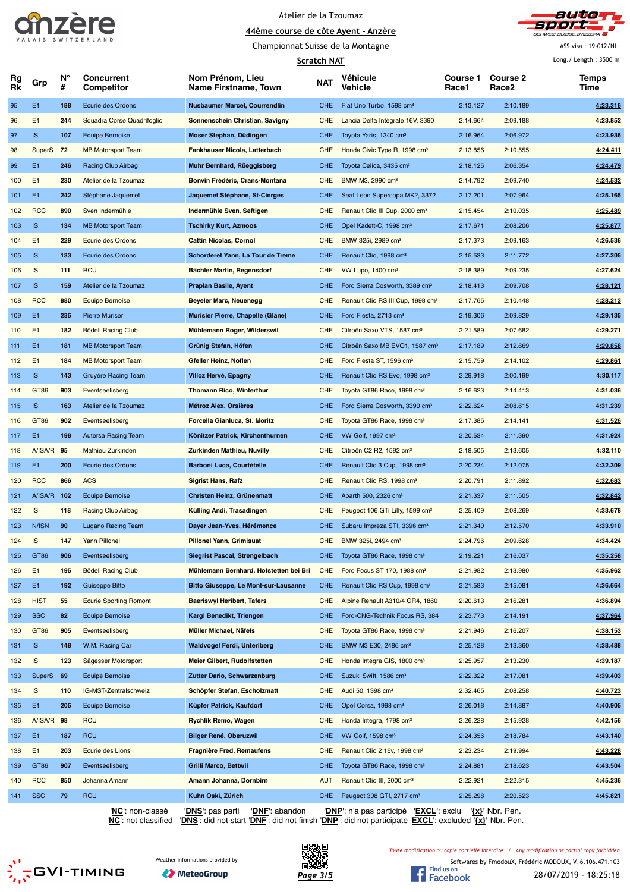Atelier de la Tzoumaz

44ème course de côte Ayent - Anzère

Championnat Suisse de la Montagne

Scratch NAT

ASS visa : 19-012/NI+

Long./ Length : 3500 m

| Rg Rk | Grp | N° # | Concurrent Competitor | Nom Prénom, Lieu Name Firstname, Town | NAT | Véhicule Vehicle | Course 1 Race1 | Course 2 Race2 | Temps Time |
|---|---|---|---|---|---|---|---|---|---|
| 95 | E1 | 188 | Ecurie des Ordons | Nusbaumer Marcel, Courrendlin | CHE | Fiat Uno Turbo, 1598 cm³ | 2:13.127 | 2:10.189 | 4:23.316 |
| 96 | E1 | 244 | Squadra Corse Quadrifoglio | Sonnenschein Christian, Savigny | CHE | Lancia Delta Intégrale 16V, 3390 | 2:14.664 | 2:09.188 | 4:23.852 |
| 97 | IS | 107 | Equipe Bernoise | Moser Stephan, Düdingen | CHE | Toyota Yaris, 1340 cm³ | 2:16.964 | 2:06.972 | 4:23.936 |
| 98 | SuperS | 72 | MB Motorsport Team | Fankhauser Nicola, Latterbach | CHE | Honda Civic Type R, 1998 cm³ | 2:13.856 | 2:10.555 | 4:24.411 |
| 99 | E1 | 246 | Racing Club Airbag | Muhr Bernhard, Rüeggisberg | CHE | Toyota Celica, 3435 cm³ | 2:18.125 | 2:06.354 | 4:24.479 |
| 100 | E1 | 230 | Atelier de la Tzoumaz | Bonvin Frédéric, Crans-Montana | CHE | BMW M3, 2990 cm³ | 2:14.792 | 2:09.740 | 4:24.532 |
| 101 | E1 | 242 | Stéphane Jaquemet | Jaquemet Stéphane, St-Cierges | CHE | Seat Leon Supercopa MK2, 3372 | 2:17.201 | 2:07.964 | 4:25.165 |
| 102 | RCC | 890 | Sven Indermühle | Indermühle Sven, Seftigen | CHE | Renault Clio III Cup, 2000 cm³ | 2:15.454 | 2:10.035 | 4:25.489 |
| 103 | IS | 134 | MB Motorsport Team | Tschirky Kurt, Azmoos | CHE | Opel Kadett-C, 1998 cm³ | 2:17.671 | 2:08.206 | 4:25.877 |
| 104 | E1 | 229 | Ecurie des Ordons | Cattin Nicolas, Cornol | CHE | BMW 325i, 2989 cm³ | 2:17.373 | 2:09.163 | 4:26.536 |
| 105 | IS | 133 | Ecurie des Ordons | Schorderet Yann, La Tour de Treme | CHE | Renault Clio, 1998 cm³ | 2:15.533 | 2:11.772 | 4:27.305 |
| 106 | IS | 111 | RCU | Bächler Martin, Regensdorf | CHE | VW Lupo, 1400 cm³ | 2:18.389 | 2:09.235 | 4:27.624 |
| 107 | IS | 159 | Atelier de la Tzoumaz | Praplan Basile, Ayent | CHE | Ford Sierra Cosworth, 3389 cm³ | 2:18.413 | 2:09.708 | 4:28.121 |
| 108 | RCC | 880 | Equipe Bernoise | Beyeler Marc, Neuenegg | CHE | Renault Clio RS III Cup, 1998 cm³ | 2:17.765 | 2:10.448 | 4:28.213 |
| 109 | E1 | 235 | Pierre Murisier | Murisier Pierre, Chapelle (Glâne) | CHE | Ford Fiesta, 2713 cm³ | 2:19.306 | 2:09.829 | 4:29.135 |
| 110 | E1 | 182 | Bödeli Racing Club | Mühlemann Roger, Wilderswil | CHE | Citroën Saxo VTS, 1587 cm³ | 2:21.589 | 2:07.682 | 4:29.271 |
| 111 | E1 | 181 | MB Motorsport Team | Grünig Stefan, Höfen | CHE | Citroën Saxo MB EVO1, 1587 cm³ | 2:17.189 | 2:12.669 | 4:29.858 |
| 112 | E1 | 184 | MB Motorsport Team | Gfeller Heinz, Noflen | CHE | Ford Fiesta ST, 1596 cm³ | 2:15.759 | 2:14.102 | 4:29.861 |
| 113 | IS | 143 | Gruyère Racing Team | Villoz Hervé, Epagny | CHE | Renault Clio RS Evo, 1998 cm³ | 2:29.918 | 2:00.199 | 4:30.117 |
| 114 | GT86 | 903 | Eventseelisberg | Thomann Rico, Winterthur | CHE | Toyota GT86 Race, 1998 cm³ | 2:16.623 | 2:14.413 | 4:31.036 |
| 115 | IS | 163 | Atelier de la Tzoumaz | Métroz Alex, Orsières | CHE | Ford Sierra Cosworth, 3390 cm³ | 2:22.624 | 2:08.615 | 4:31.239 |
| 116 | GT86 | 902 | Eventseelisberg | Forcella Gianluca, St. Moritz | CHE | Toyota GT86 Race, 1998 cm³ | 2:17.385 | 2:14.141 | 4:31.526 |
| 117 | E1 | 198 | Autersa Racing Team | Könitzer Patrick, Kirchenthurnen | CHE | VW Golf, 1997 cm³ | 2:20.534 | 2:11.390 | 4:31.924 |
| 118 | A/ISA/R | 95 | Mathieu Zurkinden | Zurkinden Mathieu, Nuvilly | CHE | Citroën C2 R2, 1592 cm³ | 2:18.505 | 2:13.605 | 4:32.110 |
| 119 | E1 | 200 | Ecurie des Ordons | Barboni Luca, Courtételle | CHE | Renault Clio 3 Cup, 1998 cm³ | 2:20.234 | 2:12.075 | 4:32.309 |
| 120 | RCC | 866 | ACS | Sigrist Hans, Rafz | CHE | Renault Clio RS, 1998 cm³ | 2:20.791 | 2:11.892 | 4:32.683 |
| 121 | A/ISA/R | 102 | Equipe Bernoise | Christen Heinz, Grünenmatt | CHE | Abarth 500, 2326 cm³ | 2:21.337 | 2:11.505 | 4:32.842 |
| 122 | IS | 118 | Racing Club Airbag | Külling Andi, Trasadingen | CHE | Peugeot 106 GTi Lilly, 1599 cm³ | 2:25.409 | 2:08.269 | 4:33.678 |
| 123 | N/ISN | 90 | Lugano Racing Team | Dayer Jean-Yves, Hérémence | CHE | Subaru Impreza STI, 3396 cm³ | 2:21.340 | 2:12.570 | 4:33.910 |
| 124 | IS | 147 | Yann Pillonel | Pillonel Yann, Grimisuat | CHE | BMW 325i, 2494 cm³ | 2:24.796 | 2:09.628 | 4:34.424 |
| 125 | GT86 | 906 | Eventseelisberg | Siegrist Pascal, Strengelbach | CHE | Toyota GT86 Race, 1998 cm³ | 2:19.221 | 2:16.037 | 4:35.258 |
| 126 | E1 | 195 | Bödeli Racing Club | Mühlemann Bernhard, Hofstetten bei Bri | CHE | Ford Focus ST 170, 1988 cm³ | 2:21.982 | 2:13.980 | 4:35.962 |
| 127 | E1 | 192 | Guiseppe Bitto | Bitto Giuseppe, Le Mont-sur-Lausanne | CHE | Renault Clio RS Cup, 1998 cm³ | 2:21.583 | 2:15.081 | 4:36.664 |
| 128 | HIST | 55 | Ecurie Sporting Romont | Baeriswyl Heribert, Tafers | CHE | Alpine Renault A310/4 GR4, 1860 | 2:20.613 | 2:16.281 | 4:36.894 |
| 129 | SSC | 82 | Equipe Bernoise | Kargl Benedikt, Triengen | CHE | Ford-CNG-Technik Focus RS, 384 | 2:23.773 | 2:14.191 | 4:37.964 |
| 130 | GT86 | 905 | Eventseelisberg | Müller Michael, Näfels | CHE | Toyota GT86 Race, 1998 cm³ | 2:21.946 | 2:16.207 | 4:38.153 |
| 131 | IS | 148 | W.M. Racing Car | Waldvogel Ferdi, Unteriberg | CHE | BMW M3 E30, 2486 cm³ | 2:25.128 | 2:13.360 | 4:38.488 |
| 132 | IS | 123 | Sägesser Motorsport | Meier Gilbert, Rudolfstetten | CHE | Honda Integra GIS, 1800 cm³ | 2:25.957 | 2:13.230 | 4:39.187 |
| 133 | SuperS | 69 | Equipe Bernoise | Zutter Dario, Schwarzenburg | CHE | Suzuki Swift, 1586 cm³ | 2:22.322 | 2:17.081 | 4:39.403 |
| 134 | IS | 110 | IG-MST-Zentralschweiz | Schöpfer Stefan, Escholzmatt | CHE | Audi 50, 1398 cm³ | 2:32.465 | 2:08.258 | 4:40.723 |
| 135 | E1 | 205 | Equipe Bernoise | Küpfer Patrick, Kaufdorf | CHE | Opel Corsa, 1998 cm³ | 2:26.018 | 2:14.887 | 4:40.905 |
| 136 | A/ISA/R | 98 | RCU | Rychlik Remo, Wagen | CHE | Honda Integra, 1798 cm³ | 2:26.228 | 2:15.928 | 4:42.156 |
| 137 | E1 | 187 | RCU | Bilger René, Oberuzwil | CHE | VW Golf, 1598 cm³ | 2:24.356 | 2:18.784 | 4:43.140 |
| 138 | E1 | 203 | Ecurie des Lions | Fragnière Fred, Remaufens | CHE | Renault Clio 2 16v, 1998 cm³ | 2:23.234 | 2:19.994 | 4:43.228 |
| 139 | GT86 | 907 | Eventseelisberg | Grilli Marco, Bettwil | CHE | Toyota GT86 Race, 1998 cm³ | 2:24.881 | 2:18.623 | 4:43.504 |
| 140 | RCC | 850 | Johanna Amann | Amann Johanna, Dornbirn | AUT | Renault Clio III, 2000 cm³ | 2:22.921 | 2:22.315 | 4:45.236 |
| 141 | SSC | 79 | RCU | Kuhn Oski, Zürich | CHE | Peugeot 308 GTI, 2717 cm³ | 2:25.298 | 2:20.523 | 4:45.821 |

'NC': non-classé 'DNS': pas parti 'DNF': abandon 'DNP': n'a pas participé 'EXCL': exclu '{x}' Nbr. Pen.
'NC': not classified 'DNS': did not start 'DNF': did not finish 'DNP': did not participate 'EXCL': excluded '{x}' Nbr. Pen.

Weather informations provided by MeteoGroup

*Toute modification ou copie partielle interdite / Any modification or partial copy forbidden*

Softwares by FmodouX, Frédéric MODOUX, V. 6.106.471.103

28/07/2019 - 18:25:18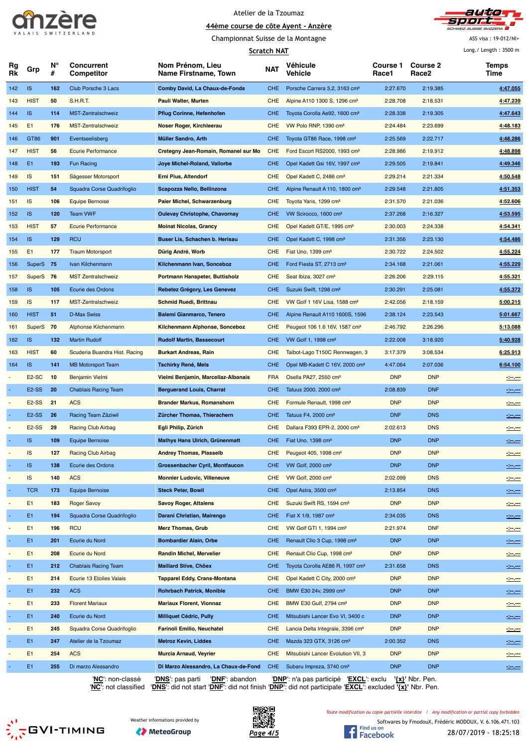Atelier de la Tzoumaz

44ème course de côte Ayent - Anzère

Championnat Suisse de la Montagne

Scratch NAT

ASS visa : 19-012/NI+

Long./ Length : 3500 m

| Rg Rk | Grp | N° # | Concurrent Competitor | Nom Prénom, Lieu Name Firstname, Town | NAT | Véhicule Vehicle | Course 1 Race1 | Course 2 Race2 | Temps Time |
|---|---|---|---|---|---|---|---|---|---|
| 142 | IS | 162 | Club Porsche 3 Lacs | Comby David, La Chaux-de-Fonds | CHE | Porsche Carrera 3,2, 3163 cm³ | 2:27.670 | 2:19.385 | 4:47.055 |
| 143 | HIST | 50 | S.H.R.T. | Pauli Walter, Murten | CHE | Alpine A110 1300 S, 1296 cm³ | 2:28.708 | 2:18.531 | 4:47.239 |
| 144 | IS | 114 | MST-Zentralschweiz | Pflug Corinne, Hefenhofen | CHE | Toyota Corolla Ae92, 1600 cm³ | 2:28.338 | 2:19.305 | 4:47.643 |
| 145 | E1 | 176 | MST-Zentralschweiz | Noser Roger, Kirchleerau | CHE | VW Polo RNP, 1390 cm³ | 2:24.484 | 2:23.699 | 4:48.183 |
| 146 | GT86 | 901 | Eventseelisberg | Müller Sandro, Arth | CHE | Toyota GT86 Race, 1998 cm³ | 2:25.569 | 2:22.717 | 4:48.286 |
| 147 | HIST | 56 | Ecurie Performance | Cretegny Jean-Romain, Romanel sur Mo | CHE | Ford Escort RS2000, 1993 cm³ | 2:28.986 | 2:19.912 | 4:48.898 |
| 148 | E1 | 193 | Fun Racing | Joye Michel-Roland, Vallorbe | CHE | Opel Kadett Gsi 16V, 1997 cm³ | 2:29.505 | 2:19.841 | 4:49.346 |
| 149 | IS | 151 | Sägesser Motorsport | Erni Pius, Altendorf | CHE | Opel Kadett C, 2486 cm³ | 2:29.214 | 2:21.334 | 4:50.548 |
| 150 | HIST | 54 | Squadra Corse Quadrifoglio | Scapozza Nello, Bellinzona | CHE | Alpine Renault A 110, 1800 cm³ | 2:29.548 | 2:21.805 | 4:51.353 |
| 151 | IS | 106 | Equipe Bernoise | Paier Michel, Schwarzenburg | CHE | Toyota Yaris, 1299 cm³ | 2:31.570 | 2:21.036 | 4:52.606 |
| 152 | IS | 120 | Team VWF | Oulevay Christophe, Chavornay | CHE | VW Scirocco, 1600 cm³ | 2:37.268 | 2:16.327 | 4:53.595 |
| 153 | HIST | 57 | Ecurie Performance | Moinat Nicolas, Grancy | CHE | Opel Kadett GT/E, 1995 cm³ | 2:30.003 | 2:24.338 | 4:54.341 |
| 154 | IS | 129 | RCU | Buser Lis, Schachen b. Herisau | CHE | Opel Kadett C, 1998 cm³ | 2:31.356 | 2:23.130 | 4:54.486 |
| 155 | E1 | 177 | Traum Motorsport | Dürig André, Worb | CHE | Fiat Uno, 1399 cm³ | 2:30.722 | 2:24.502 | 4:55.224 |
| 156 | SuperS | 75 | Ivan Kilchenmann | Kilchenmann Ivan, Sonceboz | CHE | Ford Fiesta ST, 2713 cm³ | 2:34.168 | 2:21.061 | 4:55.229 |
| 157 | SuperS | 76 | MST Zentralschweiz | Portmann Hanspeter, Buttisholz | CHE | Seat Ibiza, 3027 cm³ | 2:26.206 | 2:29.115 | 4:55.321 |
| 158 | IS | 105 | Ecurie des Ordons | Rebetez Grégory, Les Genevez | CHE | Suzuki Swift, 1298 cm³ | 2:30.291 | 2:25.081 | 4:55.372 |
| 159 | IS | 117 | MST-Zentralschweiz | Schmid Ruedi, Brittnau | CHE | VW Golf 1 16V Lisa, 1588 cm³ | 2:42.056 | 2:18.159 | 5:00.215 |
| 160 | HIST | 51 | D-Max Swiss | Balemi Gianmarco, Tenero | CHE | Alpine Renault A110 1600S, 1596 | 2:38.124 | 2:23.543 | 5:01.667 |
| 161 | SuperS | 70 | Alphonse Kilchenmann | Kilchenmann Alphonse, Sonceboz | CHE | Peugeot 106 1.6 16V, 1587 cm³ | 2:46.792 | 2:26.296 | 5:13.088 |
| 162 | IS | 132 | Martin Rudolf | Rudolf Martin, Bassecourt | CHE | VW Golf 1, 1998 cm³ | 2:22.008 | 3:18.920 | 5:40.928 |
| 163 | HIST | 60 | Scuderia Buandra Hist. Racing | Burkart Andreas, Rain | CHE | Talbot-Lago T150C Rennwagen, 3 | 3:17.379 | 3:08.534 | 6:25.913 |
| 164 | IS | 141 | MB Motorsport Team | Tschirky René, Mels | CHE | Opel MB-Kadett C 16V, 2000 cm³ | 4:47.064 | 2:07.036 | 6:54.100 |
| - | E2-SC | 10 | Benjamin Vielmi | Vielmi Benjamin, Marcellaz-Albanais | FRA | Osella PA27, 2550 cm³ | DNP | DNP | -:--.--- |
| - | E2-SS | 20 | Chablais Racing Team | Berguerand Louis, Charrat | CHE | Tatuus 2000, 2000 cm³ | 2:08.839 | DNF | -:--.--- |
| - | E2-SS | 21 | ACS | Brander Markus, Romanshorn | CHE | Formule Renault, 1998 cm³ | DNP | DNP | -:--.--- |
| - | E2-SS | 26 | Racing Team Zäziwil | Zürcher Thomas, Thierachern | CHE | Tatuus F4, 2000 cm³ | DNF | DNS | -:--.--- |
| - | E2-SS | 29 | Racing Club Airbag | Egli Philip, Zürich | CHE | Dallara F393 EPR-2, 2000 cm³ | 2:02.613 | DNS | -:--.--- |
| - | IS | 109 | Equipe Bernoise | Mathys Hans Ulrich, Grünenmatt | CHE | Fiat Uno, 1398 cm³ | DNP | DNP | -:--.--- |
| - | IS | 127 | Racing Club Airbag | Andrey Thomas, Plasselb | CHE | Peugeot 405, 1998 cm³ | DNP | DNP | -:--.--- |
| - | IS | 138 | Ecurie des Ordons | Grossenbacher Cyril, Montfaucon | CHE | VW Golf, 2000 cm³ | DNP | DNP | -:--.--- |
| - | IS | 140 | ACS | Monnier Ludovic, Villeneuve | CHE | VW Golf, 2000 cm³ | 2:02.099 | DNS | -:--.--- |
| - | TCR | 173 | Equipe Bernoise | Steck Peter, Bowil | CHE | Opel Astra, 3500 cm³ | 2:13.854 | DNS | -:--.--- |
| - | E1 | 183 | Roger Savoy | Savoy Roger, Attalens | CHE | Suzuki Swift RS, 1594 cm³ | DNP | DNP | -:--.--- |
| - | E1 | 194 | Squadra Corse Quadrifoglio | Darani Christian, Mairengo | CHE | Fiat X 1/9, 1987 cm³ | 2:34.035 | DNS | -:--.--- |
| - | E1 | 196 | RCU | Merz Thomas, Grub | CHE | VW Golf GTI 1, 1994 cm³ | 2:21.974 | DNF | -:--.--- |
| - | E1 | 201 | Ecurie du Nord | Bombardier Alain, Orbe | CHE | Renault Clio 3 Cup, 1998 cm³ | DNP | DNP | -:--.--- |
| - | E1 | 208 | Ecurie du Nord | Randin Michel, Mervelier | CHE | Renault Clio Cup, 1998 cm³ | DNP | DNP | -:--.--- |
| - | E1 | 212 | Chablais Racing Team | Maillard Stive, Choëx | CHE | Toyota Corolla AE86 R, 1997 cm³ | 2:31.658 | DNS | -:--.--- |
| - | E1 | 214 | Ecurie 13 Etoiles Valais | Tapparel Eddy, Crans-Montana | CHE | Opel Kadett C City, 2000 cm³ | DNP | DNP | -:--.--- |
| - | E1 | 232 | ACS | Rohrbach Patrick, Monible | CHE | BMW E30 24v, 2999 cm³ | DNP | DNP | -:--.--- |
| - | E1 | 233 | Florent Mariaux | Mariaux Florent, Vionnaz | CHE | BMW E30 Gulf, 2794 cm³ | DNP | DNP | -:--.--- |
| - | E1 | 240 | Ecurie du Nord | Milliquet Cédric, Pully | CHE | Mitsubishi Lancer Evo VI, 3400 c | DNP | DNP | -:--.--- |
| - | E1 | 245 | Squadra Corse Quadrifoglio | Farinoli Emilio, Neuchatel | CHE | Lancia Delta Integrale, 3396 cm³ | DNP | DNP | -:--.--- |
| - | E1 | 247 | Atelier de la Tzoumaz | Metroz Kevin, Liddes | CHE | Mazda 323 GTX, 3126 cm³ | 2:00.352 | DNS | -:--.--- |
| - | E1 | 254 | ACS | Murcia Arnaud, Veyrier | CHE | Mitsubishi Lancer Evolution VII, 3 | DNP | DNP | -:--.--- |
| - | E1 | 255 | Di marzo Alessandro | Di Marzo Alessandro, La Chaux-de-Fond | CHE | Subaru Impreza, 3740 cm³ | DNP | DNP | -:--.--- |

'NC': non-classé 'DNS': pas parti 'DNF': abandon 'DNP': n'a pas participé 'EXCL': exclu '{x}' Nbr. Pen.
'NC': not classified 'DNS': did not start 'DNF': did not finish 'DNP': did not participate 'EXCL': excluded '{x}' Nbr. Pen.

Weather informations provided by MeteoGroup

Toute modification ou copie partielle interdite / Any modification or partial copy forbidden

Softwares by FmodouX, Frédéric MODOUX, V. 6.106.471.103

28/07/2019 - 18:25:18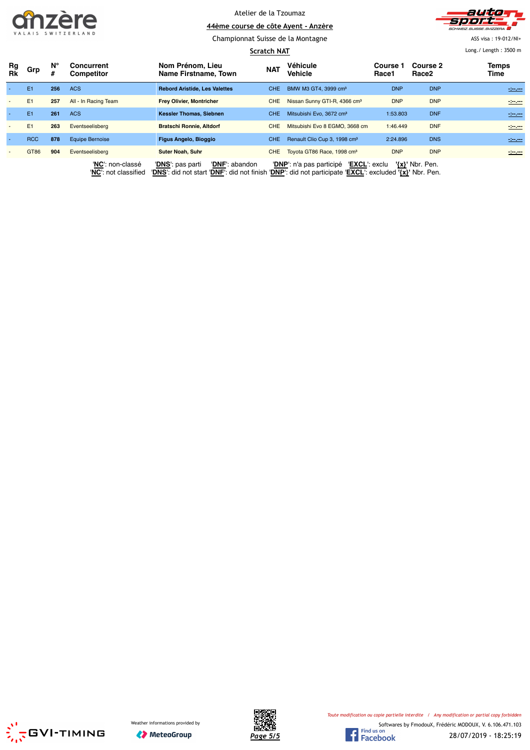Atelier de la Tzoumaz

**44ème course de côte Ayent - Anzère**

Championnat Suisse de la Montagne

**Scratch NAT**

ASS visa : 19-012/NI+

Long./ Length : 3500 m

| Rg Rk | Grp | N° # | Concurrent Competitor | Nom Prénom, Lieu Name Firstname, Town | NAT | Véhicule Vehicle | Course 1 Race1 | Course 2 Race2 | Temps Time |
|---|---|---|---|---|---|---|---|---|---|
| - | E1 | 256 | ACS | **Rebord Aristide, Les Valettes** | CHE | BMW M3 GT4, 3999 cm³ | DNP | DNP | -:--.--- |
| - | E1 | 257 | All - In Racing Team | **Frey Olivier, Montricher** | CHE | Nissan Sunny GTI-R, 4366 cm³ | DNP | DNP | -:--.--- |
| - | E1 | 261 | ACS | **Kessler Thomas, Siebnen** | CHE | Mitsubishi Evo, 3672 cm³ | 1:53.803 | DNF | -:--.--- |
| - | E1 | 263 | Eventseelisberg | **Bratschi Ronnie, Altdorf** | CHE | Mitsubishi Evo 8 EGMO, 3668 cm | 1:46.449 | DNF | -:--.--- |
| - | RCC | 878 | Equipe Bernoise | **Figus Angelo, Bioggio** | CHE | Renault Clio Cup 3, 1998 cm³ | 2:24.896 | DNS | -:--.--- |
| - | GT86 | 904 | Eventseelisberg | **Suter Noah, Suhr** | CHE | Toyota GT86 Race, 1998 cm³ | DNP | DNP | -:--.--- |

'**NC**': non-classé '**DNS**': pas parti '**DNF**': abandon '**DNP**': n'a pas participé '**EXCL**': exclu '**{x}**' Nbr. Pen.
'**NC**': not classified '**DNS**': did not start '**DNF**': did not finish '**DNP**': did not participate '**EXCL**': excluded '**{x}**' Nbr. Pen.

Weather informations provided by MeteoGroup

*Toute modification ou copie partielle interdite / Any modification or partial copy forbidden*

Softwares by FmodouX, Frédéric MODOUX, V. 6.106.471.103

28/07/2019 - 18:25:19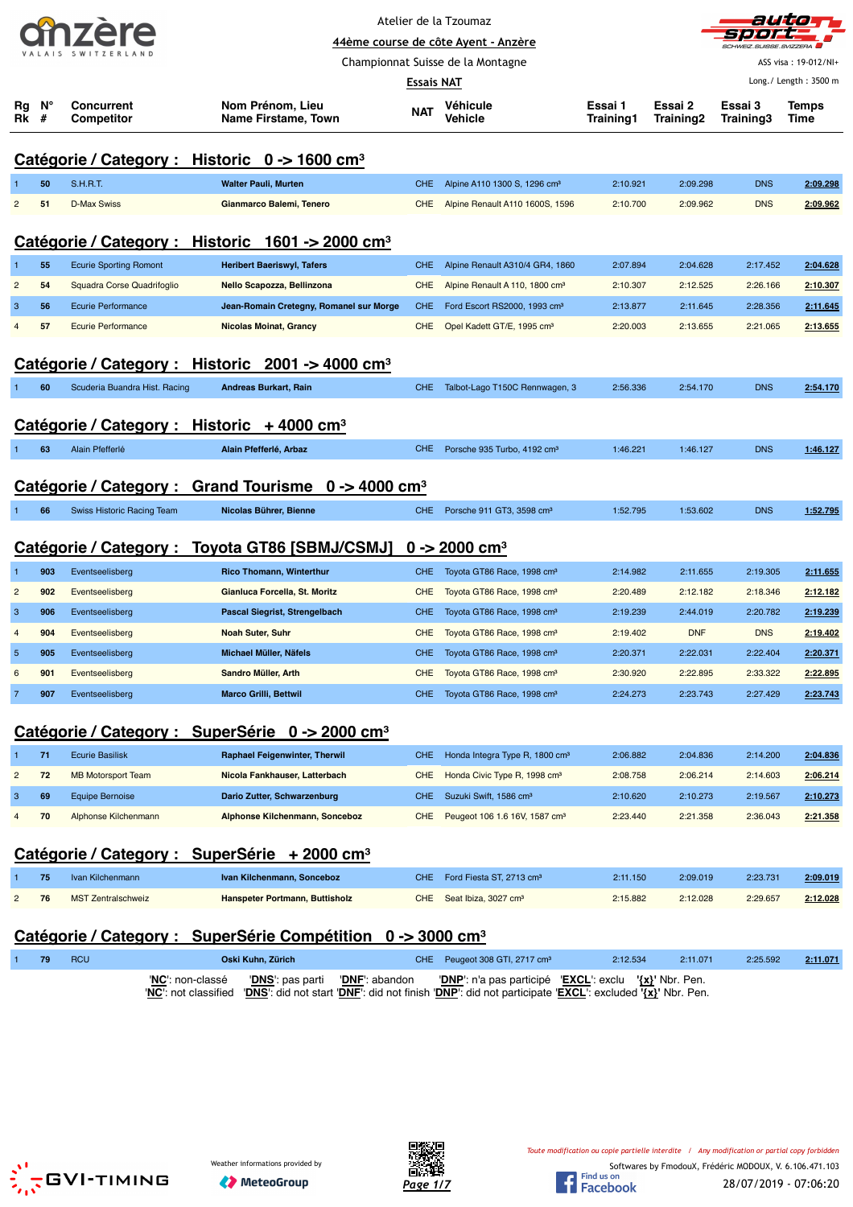Atelier de la Tzoumaz

44ème course de côte Ayent - Anzère

Championnat Suisse de la Montagne

Essais NAT

ASS visa : 19-012/NI+

Long./ Length : 3500 m

## Catégorie / Category : Historic 0 -> 1600 cm³

| Rg Rk | N° # | Concurrent Competitor | Nom Prénom, Lieu Name Firstame, Town | NAT | Véhicule Vehicle | Essai 1 Training1 | Essai 2 Training2 | Essai 3 Training3 | Temps Time |
|---|---|---|---|---|---|---|---|---|---|
| 1 | 50 | S.H.R.T. | Walter Pauli, Murten | CHE | Alpine A110 1300 S, 1296 cm³ | 2:10.921 | 2:09.298 | DNS | 2:09.298 |
| 2 | 51 | D-Max Swiss | Gianmarco Balemi, Tenero | CHE | Alpine Renault A110 1600S, 1596 | 2:10.700 | 2:09.962 | DNS | 2:09.962 |

## Catégorie / Category : Historic 1601 -> 2000 cm³

| Rg Rk | N° # | Concurrent Competitor | Nom Prénom, Lieu Name Firstame, Town | NAT | Véhicule Vehicle | Essai 1 Training1 | Essai 2 Training2 | Essai 3 Training3 | Temps Time |
|---|---|---|---|---|---|---|---|---|---|
| 1 | 55 | Ecurie Sporting Romont | Heribert Baeriswyl, Tafers | CHE | Alpine Renault A310/4 GR4, 1860 | 2:07.894 | 2:04.628 | 2:17.452 | 2:04.628 |
| 2 | 54 | Squadra Corse Quadrifoglio | Nello Scapozza, Bellinzona | CHE | Alpine Renault A 110, 1800 cm³ | 2:10.307 | 2:12.525 | 2:26.166 | 2:10.307 |
| 3 | 56 | Ecurie Performance | Jean-Romain Cretegny, Romanel sur Morge | CHE | Ford Escort RS2000, 1993 cm³ | 2:13.877 | 2:11.645 | 2:28.356 | 2:11.645 |
| 4 | 57 | Ecurie Performance | Nicolas Moinat, Grancy | CHE | Opel Kadett GT/E, 1995 cm³ | 2:20.003 | 2:13.655 | 2:21.065 | 2:13.655 |

## Catégorie / Category : Historic 2001 -> 4000 cm³

| Rg Rk | N° # | Concurrent Competitor | Nom Prénom, Lieu Name Firstame, Town | NAT | Véhicule Vehicle | Essai 1 Training1 | Essai 2 Training2 | Essai 3 Training3 | Temps Time |
|---|---|---|---|---|---|---|---|---|---|
| 1 | 60 | Scuderia Buandra Hist. Racing | Andreas Burkart, Rain | CHE | Talbot-Lago T150C Rennwagen, 3 | 2:56.336 | 2:54.170 | DNS | 2:54.170 |

## Catégorie / Category : Historic + 4000 cm³

| Rg Rk | N° # | Concurrent Competitor | Nom Prénom, Lieu Name Firstame, Town | NAT | Véhicule Vehicle | Essai 1 Training1 | Essai 2 Training2 | Essai 3 Training3 | Temps Time |
|---|---|---|---|---|---|---|---|---|---|
| 1 | 63 | Alain Pfefferlé | Alain Pfefferlé, Arbaz | CHE | Porsche 935 Turbo, 4192 cm³ | 1:46.221 | 1:46.127 | DNS | 1:46.127 |

## Catégorie / Category : Grand Tourisme 0 -> 4000 cm³

| Rg Rk | N° # | Concurrent Competitor | Nom Prénom, Lieu Name Firstame, Town | NAT | Véhicule Vehicle | Essai 1 Training1 | Essai 2 Training2 | Essai 3 Training3 | Temps Time |
|---|---|---|---|---|---|---|---|---|---|
| 1 | 66 | Swiss Historic Racing Team | Nicolas Bühre, Bienne | CHE | Porsche 911 GT3, 3598 cm³ | 1:52.795 | 1:53.602 | DNS | 1:52.795 |

## Catégorie / Category : Toyota GT86 [SBMJ/CSMJ] 0 -> 2000 cm³

| Rg Rk | N° # | Concurrent Competitor | Nom Prénom, Lieu Name Firstame, Town | NAT | Véhicule Vehicle | Essai 1 Training1 | Essai 2 Training2 | Essai 3 Training3 | Temps Time |
|---|---|---|---|---|---|---|---|---|---|
| 1 | 903 | Eventseelisberg | Rico Thomann, Winterthur | CHE | Toyota GT86 Race, 1998 cm³ | 2:14.982 | 2:11.655 | 2:19.305 | 2:11.655 |
| 2 | 902 | Eventseelisberg | Gianluca Forcella, St. Moritz | CHE | Toyota GT86 Race, 1998 cm³ | 2:20.489 | 2:12.182 | 2:18.346 | 2:12.182 |
| 3 | 906 | Eventseelisberg | Pascal Siegrist, Strengelbach | CHE | Toyota GT86 Race, 1998 cm³ | 2:19.239 | 2:44.019 | 2:20.782 | 2:19.239 |
| 4 | 904 | Eventseelisberg | Noah Suter, Suhr | CHE | Toyota GT86 Race, 1998 cm³ | 2:19.402 | DNF | DNS | 2:19.402 |
| 5 | 905 | Eventseelisberg | Michael Müller, Näfels | CHE | Toyota GT86 Race, 1998 cm³ | 2:20.371 | 2:22.031 | 2:22.404 | 2:20.371 |
| 6 | 901 | Eventseelisberg | Sandro Müller, Arth | CHE | Toyota GT86 Race, 1998 cm³ | 2:30.920 | 2:22.895 | 2:33.322 | 2:22.895 |
| 7 | 907 | Eventseelisberg | Marco Grilli, Bettwil | CHE | Toyota GT86 Race, 1998 cm³ | 2:24.273 | 2:23.743 | 2:27.429 | 2:23.743 |

## Catégorie / Category : SuperSérie 0 -> 2000 cm³

| Rg Rk | N° # | Concurrent Competitor | Nom Prénom, Lieu Name Firstame, Town | NAT | Véhicule Vehicle | Essai 1 Training1 | Essai 2 Training2 | Essai 3 Training3 | Temps Time |
|---|---|---|---|---|---|---|---|---|---|
| 1 | 71 | Ecurie Basilisk | Raphael Feigenwinter, Therwil | CHE | Honda Integra Type R, 1800 cm³ | 2:06.882 | 2:04.836 | 2:14.200 | 2:04.836 |
| 2 | 72 | MB Motorsport Team | Nicola Fankhauser, Latterbach | CHE | Honda Civic Type R, 1998 cm³ | 2:08.758 | 2:06.214 | 2:14.603 | 2:06.214 |
| 3 | 69 | Equipe Bernoise | Dario Zutter, Schwarzenburg | CHE | Suzuki Swift, 1586 cm³ | 2:10.620 | 2:10.273 | 2:19.567 | 2:10.273 |
| 4 | 70 | Alphonse Kilchenmann | Alphonse Kilchenmann, Sonceboz | CHE | Peugeot 106 1.6 16V, 1587 cm³ | 2:23.440 | 2:21.358 | 2:36.043 | 2:21.358 |

## Catégorie / Category : SuperSérie + 2000 cm³

| Rg Rk | N° # | Concurrent Competitor | Nom Prénom, Lieu Name Firstame, Town | NAT | Véhicule Vehicle | Essai 1 Training1 | Essai 2 Training2 | Essai 3 Training3 | Temps Time |
|---|---|---|---|---|---|---|---|---|---|
| 1 | 75 | Ivan Kilchenmann | Ivan Kilchenmann, Sonceboz | CHE | Ford Fiesta ST, 2713 cm³ | 2:11.150 | 2:09.019 | 2:23.731 | 2:09.019 |
| 2 | 76 | MST Zentralschweiz | Hanspeter Portmann, Buttisholz | CHE | Seat Ibiza, 3027 cm³ | 2:15.882 | 2:12.028 | 2:29.657 | 2:12.028 |

## Catégorie / Category : SuperSérie Compétition 0 -> 3000 cm³

| Rg Rk | N° # | Concurrent Competitor | Nom Prénom, Lieu Name Firstame, Town | NAT | Véhicule Vehicle | Essai 1 Training1 | Essai 2 Training2 | Essai 3 Training3 | Temps Time |
|---|---|---|---|---|---|---|---|---|---|
| 1 | 79 | RCU | Oski Kuhn, Zürich | CHE | Peugeot 308 GTI, 2717 cm³ | 2:12.534 | 2:11.071 | 2:25.592 | 2:11.071 |

'NC': non-classé 'DNS': pas parti 'DNF': abandon 'DNP': n'a pas participé 'EXCL': exclu '{x}' Nbr. Pen.
'NC': not classified 'DNS': did not start 'DNF': did not finish 'DNP': did not participate 'EXCL': excluded '{x}' Nbr. Pen.

Toute modification ou copie partielle interdite / Any modification or partial copy forbidden

Softwares by FmodouX, Frédéric MODOUX, V. 6.106.471.103

Weather informations provided by MeteoGroup

28/07/2019 - 07:06:20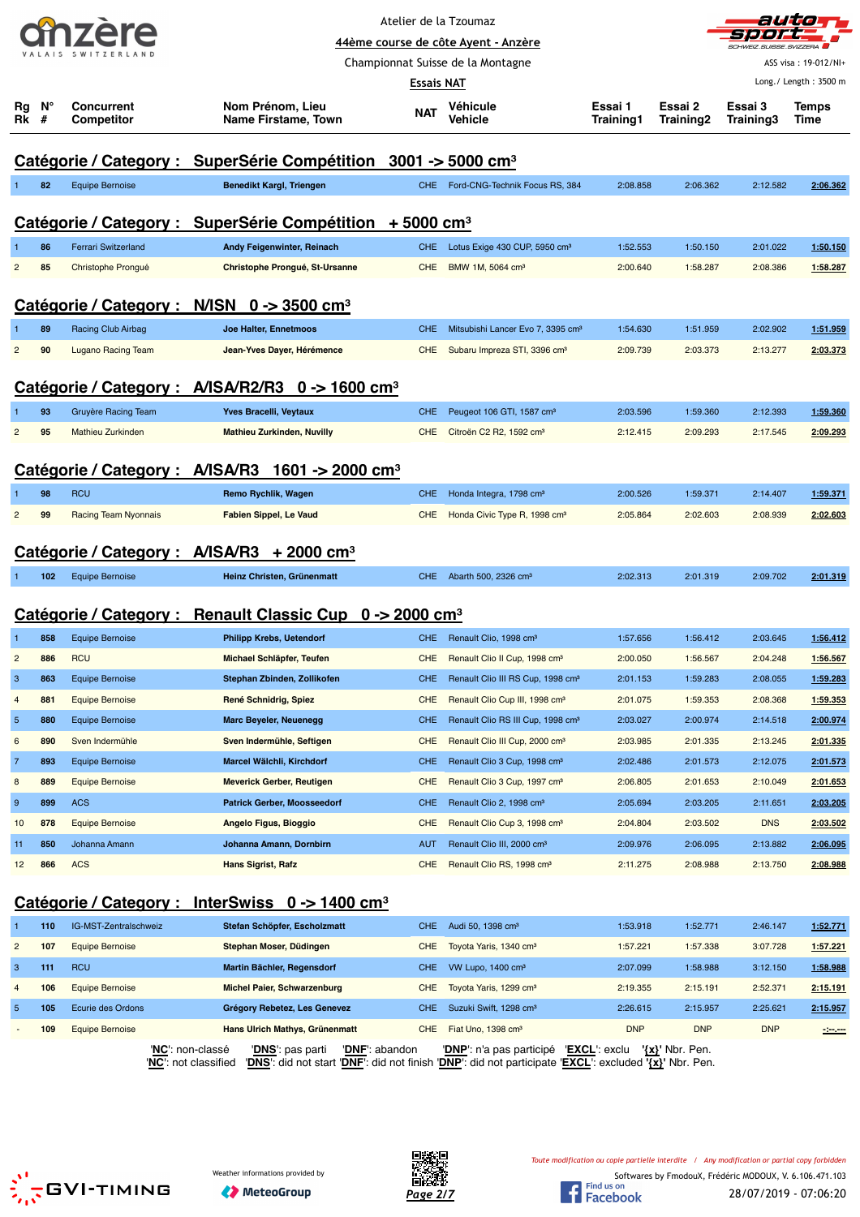Atelier de la Tzoumaz

44ème course de côte Ayent - Anzère

Championnat Suisse de la Montagne

Essais NAT

ASS visa : 19-012/NI+

Long./ Length : 3500 m

| Rg Rk | N° # | Concurrent Competitor | Nom Prénom, Lieu Name Firstame, Town | NAT | Véhicule Vehicle | Essai 1 Training1 | Essai 2 Training2 | Essai 3 Training3 | Temps Time |
|---|---|---|---|---|---|---|---|---|---|

## Catégorie / Category : SuperSérie Compétition 3001 -> 5000 cm³

| Rg | N° | Concurrent | Nom Prénom, Lieu | NAT | Véhicule | Essai 1 | Essai 2 | Essai 3 | Temps |
|---|---|---|---|---|---|---|---|---|---|
| 1 | 82 | Equipe Bernoise | Benedikt Kargl, Triengen | CHE | Ford-CNG-Technik Focus RS, 384 | 2:08.858 | 2:06.362 | 2:12.582 | 2:06.362 |

## Catégorie / Category : SuperSérie Compétition + 5000 cm³

| Rg | N° | Concurrent | Nom Prénom, Lieu | NAT | Véhicule | Essai 1 | Essai 2 | Essai 3 | Temps |
|---|---|---|---|---|---|---|---|---|---|
| 1 | 86 | Ferrari Switzerland | Andy Feigenwinter, Reinach | CHE | Lotus Exige 430 CUP, 5950 cm³ | 1:52.553 | 1:50.150 | 2:01.022 | 1:50.150 |
| 2 | 85 | Christophe Prongué | Christophe Prongué, St-Ursanne | CHE | BMW 1M, 5064 cm³ | 2:00.640 | 1:58.287 | 2:08.386 | 1:58.287 |

## Catégorie / Category : N/ISN 0 -> 3500 cm³

| Rg | N° | Concurrent | Nom Prénom, Lieu | NAT | Véhicule | Essai 1 | Essai 2 | Essai 3 | Temps |
|---|---|---|---|---|---|---|---|---|---|
| 1 | 89 | Racing Club Airbag | Joe Halter, Ennetmoos | CHE | Mitsubishi Lancer Evo 7, 3395 cm³ | 1:54.630 | 1:51.959 | 2:02.902 | 1:51.959 |
| 2 | 90 | Lugano Racing Team | Jean-Yves Dayer, Hérémence | CHE | Subaru Impreza STI, 3396 cm³ | 2:09.739 | 2:03.373 | 2:13.277 | 2:03.373 |

## Catégorie / Category : A/ISA/R2/R3 0 -> 1600 cm³

| Rg | N° | Concurrent | Nom Prénom, Lieu | NAT | Véhicule | Essai 1 | Essai 2 | Essai 3 | Temps |
|---|---|---|---|---|---|---|---|---|---|
| 1 | 93 | Gruyère Racing Team | Yves Bracelli, Veytaux | CHE | Peugeot 106 GTI, 1587 cm³ | 2:03.596 | 1:59.360 | 2:12.393 | 1:59.360 |
| 2 | 95 | Mathieu Zurkinden | Mathieu Zurkinden, Nuvilly | CHE | Citroën C2 R2, 1592 cm³ | 2:12.415 | 2:09.293 | 2:17.545 | 2:09.293 |

## Catégorie / Category : A/ISA/R3 1601 -> 2000 cm³

| Rg | N° | Concurrent | Nom Prénom, Lieu | NAT | Véhicule | Essai 1 | Essai 2 | Essai 3 | Temps |
|---|---|---|---|---|---|---|---|---|---|
| 1 | 98 | RCU | Remo Rychlik, Wagen | CHE | Honda Integra, 1798 cm³ | 2:00.526 | 1:59.371 | 2:14.407 | 1:59.371 |
| 2 | 99 | Racing Team Nyonnais | Fabien Sippel, Le Vaud | CHE | Honda Civic Type R, 1998 cm³ | 2:05.864 | 2:02.603 | 2:08.939 | 2:02.603 |

## Catégorie / Category : A/ISA/R3 + 2000 cm³

| Rg | N° | Concurrent | Nom Prénom, Lieu | NAT | Véhicule | Essai 1 | Essai 2 | Essai 3 | Temps |
|---|---|---|---|---|---|---|---|---|---|
| 1 | 102 | Equipe Bernoise | Heinz Christen, Grünenmatt | CHE | Abarth 500, 2326 cm³ | 2:02.313 | 2:01.319 | 2:09.702 | 2:01.319 |

## Catégorie / Category : Renault Classic Cup 0 -> 2000 cm³

| Rg | N° | Concurrent | Nom Prénom, Lieu | NAT | Véhicule | Essai 1 | Essai 2 | Essai 3 | Temps |
|---|---|---|---|---|---|---|---|---|---|
| 1 | 858 | Equipe Bernoise | Philipp Krebs, Uetendorf | CHE | Renault Clio, 1998 cm³ | 1:57.656 | 1:56.412 | 2:03.645 | 1:56.412 |
| 2 | 886 | RCU | Michael Schläpfer, Teufen | CHE | Renault Clio II Cup, 1998 cm³ | 2:00.050 | 1:56.567 | 2:04.248 | 1:56.567 |
| 3 | 863 | Equipe Bernoise | Stephan Zbinden, Zollikofen | CHE | Renault Clio III RS Cup, 1998 cm³ | 2:01.153 | 1:59.283 | 2:08.055 | 1:59.283 |
| 4 | 881 | Equipe Bernoise | René Schnidrig, Spiez | CHE | Renault Clio Cup III, 1998 cm³ | 2:01.075 | 1:59.353 | 2:08.368 | 1:59.353 |
| 5 | 880 | Equipe Bernoise | Marc Beyeler, Neuenegg | CHE | Renault Clio RS III Cup, 1998 cm³ | 2:03.027 | 2:00.974 | 2:14.518 | 2:00.974 |
| 6 | 890 | Sven Indermühle | Sven Indermühle, Seftigen | CHE | Renault Clio III Cup, 2000 cm³ | 2:03.985 | 2:01.335 | 2:13.245 | 2:01.335 |
| 7 | 893 | Equipe Bernoise | Marcel Wälchli, Kirchdorf | CHE | Renault Clio 3 Cup, 1998 cm³ | 2:02.486 | 2:01.573 | 2:12.075 | 2:01.573 |
| 8 | 889 | Equipe Bernoise | Meverick Gerber, Reutigen | CHE | Renault Clio 3 Cup, 1997 cm³ | 2:06.805 | 2:01.653 | 2:10.049 | 2:01.653 |
| 9 | 899 | ACS | Patrick Gerber, Moosseedorf | CHE | Renault Clio 2, 1998 cm³ | 2:05.694 | 2:03.205 | 2:11.651 | 2:03.205 |
| 10 | 878 | Equipe Bernoise | Angelo Figus, Bioggio | CHE | Renault Clio Cup 3, 1998 cm³ | 2:04.804 | 2:03.502 | DNS | 2:03.502 |
| 11 | 850 | Johanna Amann | Johanna Amann, Dornbirn | AUT | Renault Clio III, 2000 cm³ | 2:09.976 | 2:06.095 | 2:13.882 | 2:06.095 |
| 12 | 866 | ACS | Hans Sigrist, Rafz | CHE | Renault Clio RS, 1998 cm³ | 2:11.275 | 2:08.988 | 2:13.750 | 2:08.988 |

## Catégorie / Category : InterSwiss 0 -> 1400 cm³

| Rg | N° | Concurrent | Nom Prénom, Lieu | NAT | Véhicule | Essai 1 | Essai 2 | Essai 3 | Temps |
|---|---|---|---|---|---|---|---|---|---|
| 1 | 110 | IG-MST-Zentralschweiz | Stefan Schöpfer, Escholzmatt | CHE | Audi 50, 1398 cm³ | 1:53.918 | 1:52.771 | 2:46.147 | 1:52.771 |
| 2 | 107 | Equipe Bernoise | Stephan Moser, Düdingen | CHE | Toyota Yaris, 1340 cm³ | 1:57.221 | 1:57.338 | 3:07.728 | 1:57.221 |
| 3 | 111 | RCU | Martin Bächler, Regensdorf | CHE | VW Lupo, 1400 cm³ | 2:07.099 | 1:58.988 | 3:12.150 | 1:58.988 |
| 4 | 106 | Equipe Bernoise | Michel Paier, Schwarzenburg | CHE | Toyota Yaris, 1299 cm³ | 2:19.355 | 2:15.191 | 2:52.371 | 2:15.191 |
| 5 | 105 | Ecurie des Ordons | Grégory Rebetez, Les Genevez | CHE | Suzuki Swift, 1298 cm³ | 2:26.615 | 2:15.957 | 2:25.621 | 2:15.957 |
| - | 109 | Equipe Bernoise | Hans Ulrich Mathys, Grünenmatt | CHE | Fiat Uno, 1398 cm³ | DNP | DNP | DNP | -:--.--- |

'NC': non-classé 'DNS': pas parti 'DNF': abandon 'DNP': n'a pas participé 'EXCL': exclu '{x}' Nbr. Pen.
'NC': not classified 'DNS': did not start 'DNF': did not finish 'DNP': did not participate 'EXCL': excluded '{x}' Nbr. Pen.

Weather informations provided by MeteoGroup

*Toute modification ou copie partielle interdite / Any modification or partial copy forbidden*

Softwares by FmodouX, Frédéric MODOUX, V. 6.106.471.103

28/07/2019 - 07:06:20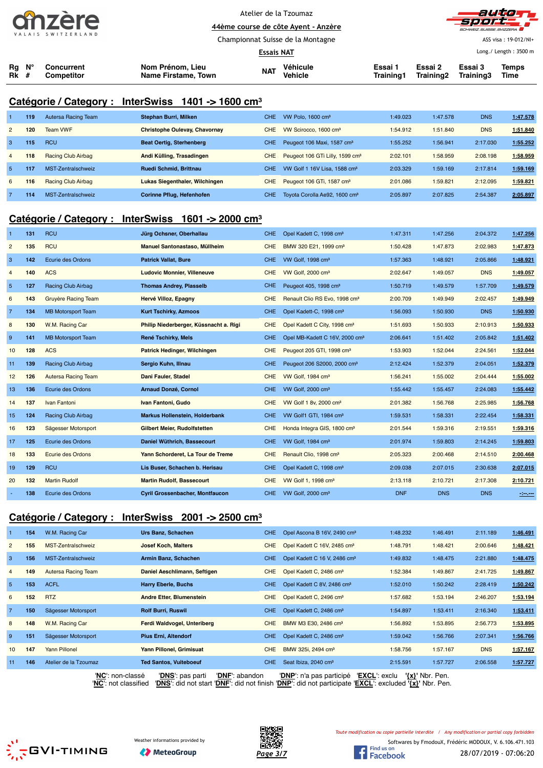Atelier de la Tzoumaz

44ème course de côte Ayent - Anzère

Championnat Suisse de la Montagne

Essais NAT

ASS visa : 19-012/NI+

Long./ Length : 3500 m

## Catégorie / Category : InterSwiss 1401 -> 1600 cm³

| Rg Rk | N° # | Concurrent Competitor | Nom Prénom, Lieu Name Firstame, Town | NAT | Véhicule Vehicle | Essai 1 Training1 | Essai 2 Training2 | Essai 3 Training3 | Temps Time |
|---|---|---|---|---|---|---|---|---|---|
| 1 | 119 | Autersa Racing Team | Stephan Burri, Milken | CHE | VW Polo, 1600 cm³ | 1:49.023 | 1:47.578 | DNS | 1:47.578 |
| 2 | 120 | Team VWF | Christophe Oulevay, Chavornay | CHE | VW Scirocco, 1600 cm³ | 1:54.912 | 1:51.840 | DNS | 1:51.840 |
| 3 | 115 | RCU | Beat Oertig, Sterhenberg | CHE | Peugeot 106 Maxi, 1587 cm³ | 1:55.252 | 1:56.941 | 2:17.030 | 1:55.252 |
| 4 | 118 | Racing Club Airbag | Andi Külling, Trasadingen | CHE | Peugeot 106 GTi Lilly, 1599 cm³ | 2:02.101 | 1:58.959 | 2:08.198 | 1:58.959 |
| 5 | 117 | MST-Zentralschweiz | Ruedi Schmid, Brittnau | CHE | VW Golf 1 16V Lisa, 1588 cm³ | 2:03.329 | 1:59.169 | 2:17.814 | 1:59.169 |
| 6 | 116 | Racing Club Airbag | Lukas Siegenthaler, Wilchingen | CHE | Peugeot 106 GTi, 1587 cm³ | 2:01.086 | 1:59.821 | 2:12.095 | 1:59.821 |
| 7 | 114 | MST-Zentralschweiz | Corinne Pflug, Hefenhofen | CHE | Toyota Corolla Ae92, 1600 cm³ | 2:05.897 | 2:07.825 | 2:54.387 | 2:05.897 |

## Catégorie / Category : InterSwiss 1601 -> 2000 cm³

| Rg Rk | N° # | Concurrent Competitor | Nom Prénom, Lieu Name Firstame, Town | NAT | Véhicule Vehicle | Essai 1 Training1 | Essai 2 Training2 | Essai 3 Training3 | Temps Time |
|---|---|---|---|---|---|---|---|---|---|
| 1 | 131 | RCU | Jürg Ochsner, Oberhallau | CHE | Opel Kadett C, 1998 cm³ | 1:47.311 | 1:47.256 | 2:04.372 | 1:47.256 |
| 2 | 135 | RCU | Manuel Santonastaso, Müllheim | CHE | BMW 320 E21, 1999 cm³ | 1:50.428 | 1:47.873 | 2:02.983 | 1:47.873 |
| 3 | 142 | Ecurie des Ordons | Patrick Vallat, Bure | CHE | VW Golf, 1998 cm³ | 1:57.363 | 1:48.921 | 2:05.866 | 1:48.921 |
| 4 | 140 | ACS | Ludovic Monnier, Villeneuve | CHE | VW Golf, 2000 cm³ | 2:02.647 | 1:49.057 | DNS | 1:49.057 |
| 5 | 127 | Racing Club Airbag | Thomas Andrey, Plasselb | CHE | Peugeot 405, 1998 cm³ | 1:50.719 | 1:49.579 | 1:57.709 | 1:49.579 |
| 6 | 143 | Gruyère Racing Team | Hervé Villoz, Epagny | CHE | Renault Clio RS Evo, 1998 cm³ | 2:00.709 | 1:49.949 | 2:02.457 | 1:49.949 |
| 7 | 134 | MB Motorsport Team | Kurt Tschirky, Azmoos | CHE | Opel Kadett-C, 1998 cm³ | 1:56.093 | 1:50.930 | DNS | 1:50.930 |
| 8 | 130 | W.M. Racing Car | Philip Niederberger, Küssnacht a. Rigi | CHE | Opel Kadett C City, 1998 cm³ | 1:51.693 | 1:50.933 | 2:10.913 | 1:50.933 |
| 9 | 141 | MB Motorsport Team | René Tschirky, Mels | CHE | Opel MB-Kadett C 16V, 2000 cm³ | 2:06.641 | 1:51.402 | 2:05.842 | 1:51.402 |
| 10 | 128 | ACS | Patrick Hedinger, Wilchingen | CHE | Peugeot 205 GTI, 1998 cm³ | 1:53.903 | 1:52.044 | 2:24.561 | 1:52.044 |
| 11 | 139 | Racing Club Airbag | Sergio Kuhn, Illnau | CHE | Peugeot 206 S2000, 2000 cm³ | 2:12.424 | 1:52.379 | 2:04.051 | 1:52.379 |
| 12 | 126 | Autersa Racing Team | Dani Fauler, Stadel | CHE | VW Golf, 1984 cm³ | 1:56.241 | 1:55.002 | 2:04.444 | 1:55.002 |
| 13 | 136 | Ecurie des Ordons | Arnaud Donzé, Cornol | CHE | VW Golf, 2000 cm³ | 1:55.442 | 1:55.457 | 2:24.083 | 1:55.442 |
| 14 | 137 | Ivan Fantoni | Ivan Fantoni, Gudo | CHE | VW Golf 1 8v, 2000 cm³ | 2:01.382 | 1:56.768 | 2:25.985 | 1:56.768 |
| 15 | 124 | Racing Club Airbag | Markus Hollenstein, Holderbank | CHE | VW Golf1 GTI, 1984 cm³ | 1:59.531 | 1:58.331 | 2:22.454 | 1:58.331 |
| 16 | 123 | Sägesser Motorsport | Gilbert Meier, Rudolfstetten | CHE | Honda Integra GIS, 1800 cm³ | 2:01.544 | 1:59.316 | 2:19.551 | 1:59.316 |
| 17 | 125 | Ecurie des Ordons | Daniel Wüthrich, Bassecourt | CHE | VW Golf, 1984 cm³ | 2:01.974 | 1:59.803 | 2:14.245 | 1:59.803 |
| 18 | 133 | Ecurie des Ordons | Yann Schorderet, La Tour de Treme | CHE | Renault Clio, 1998 cm³ | 2:05.323 | 2:00.468 | 2:14.510 | 2:00.468 |
| 19 | 129 | RCU | Lis Buser, Schachen b. Herisau | CHE | Opel Kadett C, 1998 cm³ | 2:09.038 | 2:07.015 | 2:30.638 | 2:07.015 |
| 20 | 132 | Martin Rudolf | Martin Rudolf, Bassecourt | CHE | VW Golf 1, 1998 cm³ | 2:13.118 | 2:10.721 | 2:17.308 | 2:10.721 |
| - | 138 | Ecurie des Ordons | Cyril Grossenbacher, Montfaucon | CHE | VW Golf, 2000 cm³ | DNF | DNS | DNS | -:--.--- |

## Catégorie / Category : InterSwiss 2001 -> 2500 cm³

| Rg Rk | N° # | Concurrent Competitor | Nom Prénom, Lieu Name Firstame, Town | NAT | Véhicule Vehicle | Essai 1 Training1 | Essai 2 Training2 | Essai 3 Training3 | Temps Time |
|---|---|---|---|---|---|---|---|---|---|
| 1 | 154 | W.M. Racing Car | Urs Banz, Schachen | CHE | Opel Ascona B 16V, 2490 cm³ | 1:48.232 | 1:46.491 | 2:11.189 | 1:46.491 |
| 2 | 155 | MST-Zentralschweiz | Josef Koch, Malters | CHE | Opel Kadett C 16V, 2485 cm³ | 1:48.791 | 1:48.421 | 2:00.646 | 1:48.421 |
| 3 | 156 | MST-Zentralschweiz | Armin Banz, Schachen | CHE | Opel Kadett C 16 V, 2486 cm³ | 1:49.832 | 1:48.475 | 2:21.880 | 1:48.475 |
| 4 | 149 | Autersa Racing Team | Daniel Aeschlimann, Seftigen | CHE | Opel Kadett C, 2486 cm³ | 1:52.384 | 1:49.867 | 2:41.725 | 1:49.867 |
| 5 | 153 | ACFL | Harry Eberle, Buchs | CHE | Opel Kadett C 8V, 2486 cm³ | 1:52.010 | 1:50.242 | 2:28.419 | 1:50.242 |
| 6 | 152 | RTZ | Andre Etter, Blumenstein | CHE | Opel Kadett C, 2496 cm³ | 1:57.682 | 1:53.194 | 2:46.207 | 1:53.194 |
| 7 | 150 | Sägesser Motorsport | Rolf Burri, Ruswil | CHE | Opel Kadett C, 2486 cm³ | 1:54.897 | 1:53.411 | 2:16.340 | 1:53.411 |
| 8 | 148 | W.M. Racing Car | Ferdi Waldvogel, Unteriberg | CHE | BMW M3 E30, 2486 cm³ | 1:56.892 | 1:53.895 | 2:56.773 | 1:53.895 |
| 9 | 151 | Sägesser Motorsport | Pius Erni, Altendorf | CHE | Opel Kadett C, 2486 cm³ | 1:59.042 | 1:56.766 | 2:07.341 | 1:56.766 |
| 10 | 147 | Yann Pillonel | Yann Pillonel, Grimisuat | CHE | BMW 325i, 2494 cm³ | 1:58.756 | 1:57.167 | DNS | 1:57.167 |
| 11 | 146 | Atelier de la Tzoumaz | Ted Santos, Vuiteboeuf | CHE | Seat Ibiza, 2040 cm³ | 2:15.591 | 1:57.727 | 2:06.558 | 1:57.727 |

'NC': non-classé 'DNS': pas parti 'DNF': abandon 'DNP': n'a pas participé 'EXCL': exclu '{x}' Nbr. Pen.
'NC': not classified 'DNS': did not start 'DNF': did not finish 'DNP': did not participate 'EXCL': excluded '{x}' Nbr. Pen.

Weather informations provided by MeteoGroup

*Toute modification ou copie partielle interdite / Any modification or partial copy forbidden*

Softwares by FmodouX, Frédéric MODOUX, V. 6.106.471.103

28/07/2019 - 07:06:20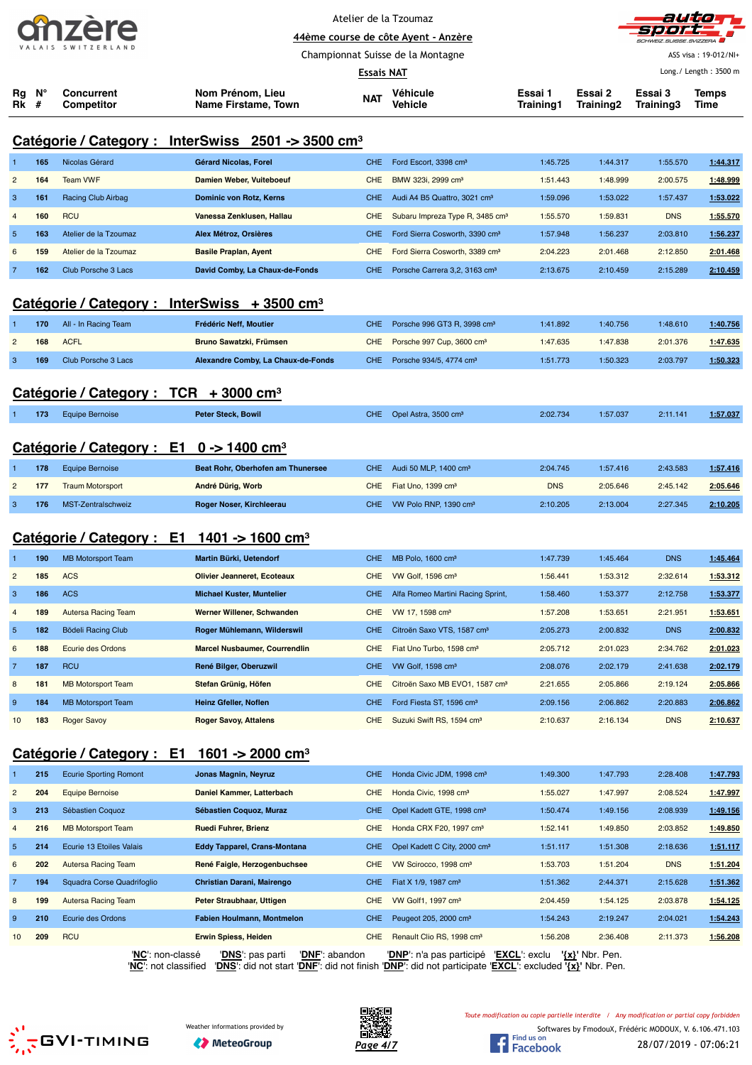Atelier de la Tzoumaz

44ème course de côte Ayent - Anzère

Championnat Suisse de la Montagne

**Essais NAT**

ASS visa : 19-012/NI+

Long./ Length : 3500 m

## Catégorie / Category : InterSwiss 2501 -> 3500 cm³

| Rg Rk | N° # | Concurrent Competitor | Nom Prénom, Lieu Name Firstame, Town | NAT | Véhicule Vehicle | Essai 1 Training1 | Essai 2 Training2 | Essai 3 Training3 | Temps Time |
|---|---|---|---|---|---|---|---|---|---|
| 1 | 165 | Nicolas Gérard | Gérard Nicolas, Forel | CHE | Ford Escort, 3398 cm³ | 1:45.725 | 1:44.317 | 1:55.570 | 1:44.317 |
| 2 | 164 | Team VWF | Damien Weber, Vuiteboeuf | CHE | BMW 323i, 2999 cm³ | 1:51.443 | 1:48.999 | 2:00.575 | 1:48.999 |
| 3 | 161 | Racing Club Airbag | Dominic von Rotz, Kerns | CHE | Audi A4 B5 Quattro, 3021 cm³ | 1:59.096 | 1:53.022 | 1:57.437 | 1:53.022 |
| 4 | 160 | RCU | Vanessa Zenklusen, Hallau | CHE | Subaru Impreza Type R, 3485 cm³ | 1:55.570 | 1:59.831 | DNS | 1:55.570 |
| 5 | 163 | Atelier de la Tzoumaz | Alex Métroz, Orsières | CHE | Ford Sierra Cosworth, 3390 cm³ | 1:57.948 | 1:56.237 | 2:03.810 | 1:56.237 |
| 6 | 159 | Atelier de la Tzoumaz | Basile Praplan, Ayent | CHE | Ford Sierra Cosworth, 3389 cm³ | 2:04.223 | 2:01.468 | 2:12.850 | 2:01.468 |
| 7 | 162 | Club Porsche 3 Lacs | David Comby, La Chaux-de-Fonds | CHE | Porsche Carrera 3,2, 3163 cm³ | 2:13.675 | 2:10.459 | 2:15.289 | 2:10.459 |

## Catégorie / Category : InterSwiss + 3500 cm³

| Rg Rk | N° # | Concurrent Competitor | Nom Prénom, Lieu Name Firstame, Town | NAT | Véhicule Vehicle | Essai 1 Training1 | Essai 2 Training2 | Essai 3 Training3 | Temps Time |
|---|---|---|---|---|---|---|---|---|---|
| 1 | 170 | All - In Racing Team | Frédéric Neff, Moutier | CHE | Porsche 996 GT3 R, 3998 cm³ | 1:41.892 | 1:40.756 | 1:48.610 | 1:40.756 |
| 2 | 168 | ACFL | Bruno Sawatzki, Frümsen | CHE | Porsche 997 Cup, 3600 cm³ | 1:47.635 | 1:47.838 | 2:01.376 | 1:47.635 |
| 3 | 169 | Club Porsche 3 Lacs | Alexandre Comby, La Chaux-de-Fonds | CHE | Porsche 934/5, 4774 cm³ | 1:51.773 | 1:50.323 | 2:03.797 | 1:50.323 |

## Catégorie / Category : TCR + 3000 cm³

| Rg Rk | N° # | Concurrent Competitor | Nom Prénom, Lieu Name Firstame, Town | NAT | Véhicule Vehicle | Essai 1 Training1 | Essai 2 Training2 | Essai 3 Training3 | Temps Time |
|---|---|---|---|---|---|---|---|---|---|
| 1 | 173 | Equipe Bernoise | Peter Steck, Bowil | CHE | Opel Astra, 3500 cm³ | 2:02.734 | 1:57.037 | 2:11.141 | 1:57.037 |

## Catégorie / Category : E1 0 -> 1400 cm³

| Rg Rk | N° # | Concurrent Competitor | Nom Prénom, Lieu Name Firstame, Town | NAT | Véhicule Vehicle | Essai 1 Training1 | Essai 2 Training2 | Essai 3 Training3 | Temps Time |
|---|---|---|---|---|---|---|---|---|---|
| 1 | 178 | Equipe Bernoise | Beat Rohr, Oberhofen am Thunersee | CHE | Audi 50 MLP, 1400 cm³ | 2:04.745 | 1:57.416 | 2:43.583 | 1:57.416 |
| 2 | 177 | Traum Motorsport | André Dürig, Worb | CHE | Fiat Uno, 1399 cm³ | DNS | 2:05.646 | 2:45.142 | 2:05.646 |
| 3 | 176 | MST-Zentralschweiz | Roger Noser, Kirchleerau | CHE | VW Polo RNP, 1390 cm³ | 2:10.205 | 2:13.004 | 2:27.345 | 2:10.205 |

## Catégorie / Category : E1 1401 -> 1600 cm³

| Rg Rk | N° # | Concurrent Competitor | Nom Prénom, Lieu Name Firstame, Town | NAT | Véhicule Vehicle | Essai 1 Training1 | Essai 2 Training2 | Essai 3 Training3 | Temps Time |
|---|---|---|---|---|---|---|---|---|---|
| 1 | 190 | MB Motorsport Team | Martin Bürki, Uetendorf | CHE | MB Polo, 1600 cm³ | 1:47.739 | 1:45.464 | DNS | 1:45.464 |
| 2 | 185 | ACS | Olivier Jeanneret, Ecoteaux | CHE | VW Golf, 1596 cm³ | 1:56.441 | 1:53.312 | 2:32.614 | 1:53.312 |
| 3 | 186 | ACS | Michael Kuster, Muntelier | CHE | Alfa Romeo Martini Racing Sprint, | 1:58.460 | 1:53.377 | 2:12.758 | 1:53.377 |
| 4 | 189 | Autersa Racing Team | Werner Willener, Schwanden | CHE | VW 17, 1598 cm³ | 1:57.208 | 1:53.651 | 2:21.951 | 1:53.651 |
| 5 | 182 | Bödeli Racing Club | Roger Mühlemann, Wilderswil | CHE | Citroën Saxo VTS, 1587 cm³ | 2:05.273 | 2:00.832 | DNS | 2:00.832 |
| 6 | 188 | Ecurie des Ordons | Marcel Nusbaumer, Courrendlin | CHE | Fiat Uno Turbo, 1598 cm³ | 2:05.712 | 2:01.023 | 2:34.762 | 2:01.023 |
| 7 | 187 | RCU | René Bilger, Oberuzwil | CHE | VW Golf, 1598 cm³ | 2:08.076 | 2:02.179 | 2:41.638 | 2:02.179 |
| 8 | 181 | MB Motorsport Team | Stefan Grünig, Höfen | CHE | Citroën Saxo MB EVO1, 1587 cm³ | 2:21.655 | 2:05.866 | 2:19.124 | 2:05.866 |
| 9 | 184 | MB Motorsport Team | Heinz Gfeller, Noflen | CHE | Ford Fiesta ST, 1596 cm³ | 2:09.156 | 2:06.862 | 2:20.883 | 2:06.862 |
| 10 | 183 | Roger Savoy | Roger Savoy, Attalens | CHE | Suzuki Swift RS, 1594 cm³ | 2:10.637 | 2:16.134 | DNS | 2:10.637 |

## Catégorie / Category : E1 1601 -> 2000 cm³

| Rg Rk | N° # | Concurrent Competitor | Nom Prénom, Lieu Name Firstame, Town | NAT | Véhicule Vehicle | Essai 1 Training1 | Essai 2 Training2 | Essai 3 Training3 | Temps Time |
|---|---|---|---|---|---|---|---|---|---|
| 1 | 215 | Ecurie Sporting Romont | Jonas Magnin, Neyruz | CHE | Honda Civic JDM, 1998 cm³ | 1:49.300 | 1:47.793 | 2:28.408 | 1:47.793 |
| 2 | 204 | Equipe Bernoise | Daniel Kammer, Latterbach | CHE | Honda Civic, 1998 cm³ | 1:55.027 | 1:47.997 | 2:08.524 | 1:47.997 |
| 3 | 213 | Sébastien Coquoz | Sébastien Coquoz, Muraz | CHE | Opel Kadett GTE, 1998 cm³ | 1:50.474 | 1:49.156 | 2:08.939 | 1:49.156 |
| 4 | 216 | MB Motorsport Team | Ruedi Fuhrer, Brienz | CHE | Honda CRX F20, 1997 cm³ | 1:52.141 | 1:49.850 | 2:03.852 | 1:49.850 |
| 5 | 214 | Ecurie 13 Etoiles Valais | Eddy Tapparel, Crans-Montana | CHE | Opel Kadett C City, 2000 cm³ | 1:51.117 | 1:51.308 | 2:18.636 | 1:51.117 |
| 6 | 202 | Autersa Racing Team | René Faigle, Herzogenbuchsee | CHE | VW Scirocco, 1998 cm³ | 1:53.703 | 1:51.204 | DNS | 1:51.204 |
| 7 | 194 | Squadra Corse Quadrifoglio | Christian Darani, Mairengo | CHE | Fiat X 1/9, 1987 cm³ | 1:51.362 | 2:44.371 | 2:15.628 | 1:51.362 |
| 8 | 199 | Autersa Racing Team | Peter Straubhaar, Uttigen | CHE | VW Golf1, 1997 cm³ | 2:04.459 | 1:54.125 | 2:03.878 | 1:54.125 |
| 9 | 210 | Ecurie des Ordons | Fabien Houlmann, Montmelon | CHE | Peugeot 205, 2000 cm³ | 1:54.243 | 2:19.247 | 2:04.021 | 1:54.243 |
| 10 | 209 | RCU | Erwin Spiess, Heiden | CHE | Renault Clio RS, 1998 cm³ | 1:56.208 | 2:36.408 | 2:11.373 | 1:56.208 |

'NC': non-classé 'DNS': pas parti 'DNF': abandon 'DNP': n'a pas participé 'EXCL': exclu '{x}' Nbr. Pen.
'NC': not classified 'DNS': did not start 'DNF': did not finish 'DNP': did not participate 'EXCL': excluded '{x}' Nbr. Pen.

Weather informations provided by MeteoGroup

Toute modification ou copie partielle interdite / Any modification or partial copy forbidden

Softwares by FmodouX, Frédéric MODOUX, V. 6.106.471.103

28/07/2019 - 07:06:21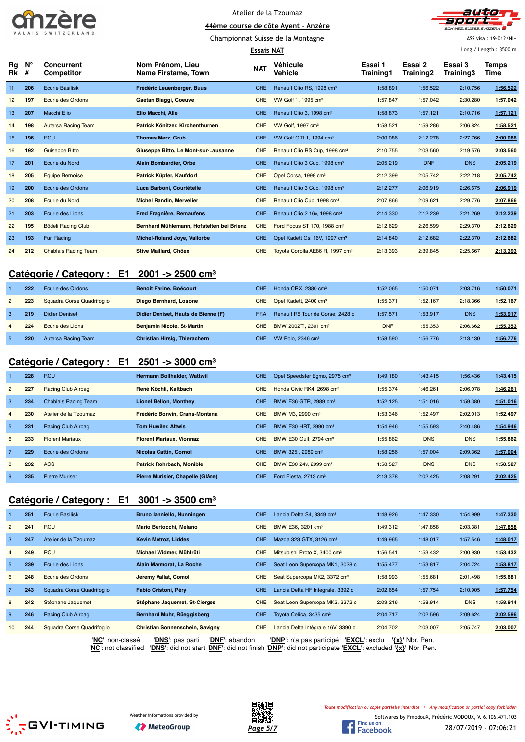Atelier de la Tzoumaz

44ème course de côte Ayent - Anzère

Championnat Suisse de la Montagne

**Essais NAT**

ASS visa : 19-012/NI+

Long./ Length : 3500 m

| Rg Rk | N° # | Concurrent Competitor | Nom Prénom, Lieu Name Firstame, Town | NAT | Véhicule Vehicle | Essai 1 Training1 | Essai 2 Training2 | Essai 3 Training3 | Temps Time |
|---|---|---|---|---|---|---|---|---|---|
| 11 | 206 | Ecurie Basilisk | Frédéric Leuenberger, Buus | CHE | Renault Clio RS, 1998 cm³ | 1:58.891 | 1:56.522 | 2:10.756 | 1:56.522 |
| 12 | 197 | Ecurie des Ordons | Gaetan Biaggi, Coeuve | CHE | VW Golf 1, 1995 cm³ | 1:57.847 | 1:57.042 | 2:30.280 | 1:57.042 |
| 13 | 207 | Macchi Elio | Elio Macchi, Alle | CHE | Renault Clio 3, 1998 cm³ | 1:58.873 | 1:57.121 | 2:10.716 | 1:57.121 |
| 14 | 198 | Autersa Racing Team | Patrick Könitzer, Kirchenthurnen | CHE | VW Golf, 1997 cm³ | 1:58.521 | 1:59.286 | 2:06.824 | 1:58.521 |
| 15 | 196 | RCU | Thomas Merz, Grub | CHE | VW Golf GTI 1, 1994 cm³ | 2:00.086 | 2:12.278 | 2:27.766 | 2:00.086 |
| 16 | 192 | Guiseppe Bitto | Giuseppe Bitto, Le Mont-sur-Lausanne | CHE | Renault Clio RS Cup, 1998 cm³ | 2:10.755 | 2:03.560 | 2:19.576 | 2:03.560 |
| 17 | 201 | Ecurie du Nord | Alain Bombardier, Orbe | CHE | Renault Clio 3 Cup, 1998 cm³ | 2:05.219 | DNF | DNS | 2:05.219 |
| 18 | 205 | Equipe Bernoise | Patrick Küpfer, Kaufdorf | CHE | Opel Corsa, 1998 cm³ | 2:12.399 | 2:05.742 | 2:22.218 | 2:05.742 |
| 19 | 200 | Ecurie des Ordons | Luca Barboni, Courtételle | CHE | Renault Clio 3 Cup, 1998 cm³ | 2:12.277 | 2:06.919 | 2:26.675 | 2:06.919 |
| 20 | 208 | Ecurie du Nord | Michel Randin, Mervelier | CHE | Renault Clio Cup, 1998 cm³ | 2:07.866 | 2:09.621 | 2:29.776 | 2:07.866 |
| 21 | 203 | Ecurie des Lions | Fred Fragnière, Remaufens | CHE | Renault Clio 2 16v, 1998 cm³ | 2:14.330 | 2:12.239 | 2:21.269 | 2:12.239 |
| 22 | 195 | Bödeli Racing Club | Bernhard Mühlemann, Hofstetten bei Brienz | CHE | Ford Focus ST 170, 1988 cm³ | 2:12.629 | 2:26.599 | 2:29.370 | 2:12.629 |
| 23 | 193 | Fun Racing | Michel-Roland Joye, Vallorbe | CHE | Opel Kadett Gsi 16V, 1997 cm³ | 2:14.840 | 2:12.682 | 2:22.370 | 2:12.682 |
| 24 | 212 | Chablais Racing Team | Stive Maillard, Chöex | CHE | Toyota Corolla AE86 R, 1997 cm³ | 2:13.393 | 2:39.845 | 2:25.667 | 2:13.393 |

## Catégorie / Category : E1 2001 -> 2500 cm³

| Rg Rk | N° # | Concurrent Competitor | Nom Prénom, Lieu Name Firstame, Town | NAT | Véhicule Vehicle | Essai 1 Training1 | Essai 2 Training2 | Essai 3 Training3 | Temps Time |
|---|---|---|---|---|---|---|---|---|---|
| 1 | 222 | Ecurie des Ordons | Benoit Farine, Boécourt | CHE | Honda CRX, 2380 cm³ | 1:52.065 | 1:50.071 | 2:03.716 | 1:50.071 |
| 2 | 223 | Squadra Corse Quadrifoglio | Diego Bernhard, Losone | CHE | Opel Kadett, 2400 cm³ | 1:55.371 | 1:52.167 | 2:18.366 | 1:52.167 |
| 3 | 219 | Didier Deniset | Didier Deniset, Hauts de Bienne (F) | FRA | Renault R5 Tour de Corse, 2428 c | 1:57.571 | 1:53.917 | DNS | 1:53.917 |
| 4 | 224 | Ecurie des Lions | Benjamin Nicole, St-Martin | CHE | BMW 2002Ti, 2301 cm³ | DNF | 1:55.353 | 2:06.662 | 1:55.353 |
| 5 | 220 | Autersa Racing Team | Christian Hirsig, Thierachern | CHE | VW Polo, 2346 cm³ | 1:58.590 | 1:56.776 | 2:13.130 | 1:56.776 |

## Catégorie / Category : E1 2501 -> 3000 cm³

| Rg Rk | N° # | Concurrent Competitor | Nom Prénom, Lieu Name Firstame, Town | NAT | Véhicule Vehicle | Essai 1 Training1 | Essai 2 Training2 | Essai 3 Training3 | Temps Time |
|---|---|---|---|---|---|---|---|---|---|
| 1 | 228 | RCU | Hermann Bollhalder, Wattwil | CHE | Opel Speedster Egmo, 2975 cm³ | 1:49.180 | 1:43.415 | 1:56.436 | 1:43.415 |
| 2 | 227 | Racing Club Airbag | René Köchli, Kaltbach | CHE | Honda Civic RK4, 2698 cm³ | 1:55.374 | 1:46.261 | 2:06.078 | 1:46.261 |
| 3 | 234 | Chablais Racing Team | Lionel Bellon, Monthey | CHE | BMW E36 GTR, 2989 cm³ | 1:52.125 | 1:51.016 | 1:59.380 | 1:51.016 |
| 4 | 230 | Atelier de la Tzoumaz | Frédéric Bonvin, Crans-Montana | CHE | BMW M3, 2990 cm³ | 1:53.346 | 1:52.497 | 2:02.013 | 1:52.497 |
| 5 | 231 | Racing Club Airbag | Tom Huwiler, Altwis | CHE | BMW E30 HRT, 2990 cm³ | 1:54.946 | 1:55.593 | 2:40.486 | 1:54.946 |
| 6 | 233 | Florent Mariaux | Florent Mariaux, Vionnaz | CHE | BMW E30 Gulf, 2794 cm³ | 1:55.862 | DNS | DNS | 1:55.862 |
| 7 | 229 | Ecurie des Ordons | Nicolas Cattin, Cornol | CHE | BMW 325i, 2989 cm³ | 1:58.256 | 1:57.004 | 2:09.362 | 1:57.004 |
| 8 | 232 | ACS | Patrick Rohrbach, Monible | CHE | BMW E30 24v, 2999 cm³ | 1:58.527 | DNS | DNS | 1:58.527 |
| 9 | 235 | Pierre Muriser | Pierre Murisier, Chapelle (Glâne) | CHE | Ford Fiesta, 2713 cm³ | 2:13.378 | 2:02.425 | 2:08.291 | 2:02.425 |

## Catégorie / Category : E1 3001 -> 3500 cm³

| Rg Rk | N° # | Concurrent Competitor | Nom Prénom, Lieu Name Firstame, Town | NAT | Véhicule Vehicle | Essai 1 Training1 | Essai 2 Training2 | Essai 3 Training3 | Temps Time |
|---|---|---|---|---|---|---|---|---|---|
| 1 | 251 | Ecurie Basilisk | Bruno Ianniello, Nunningen | CHE | Lancia Delta S4, 3349 cm³ | 1:48.926 | 1:47.330 | 1:54.999 | 1:47.330 |
| 2 | 241 | RCU | Mario Bertocchi, Melano | CHE | BMW E36, 3201 cm³ | 1:49.312 | 1:47.858 | 2:03.381 | 1:47.858 |
| 3 | 247 | Atelier de la Tzoumaz | Kevin Metroz, Liddes | CHE | Mazda 323 GTX, 3126 cm³ | 1:49.965 | 1:48.017 | 1:57.546 | 1:48.017 |
| 4 | 249 | RCU | Michael Widmer, Mühlrüti | CHE | Mitsubishi Proto X, 3400 cm³ | 1:56.541 | 1:53.432 | 2:00.930 | 1:53.432 |
| 5 | 239 | Ecurie des Lions | Alain Marmorat, La Roche | CHE | Seat Leon Supercopa MK1, 3028 c | 1:55.477 | 1:53.817 | 2:04.724 | 1:53.817 |
| 6 | 248 | Ecurie des Ordons | Jeremy Vallat, Cornol | CHE | Seat Supercopa MK2, 3372 cm³ | 1:58.993 | 1:55.681 | 2:01.498 | 1:55.681 |
| 7 | 243 | Squadra Corse Quadrifoglio | Fabio Cristoni, Péry | CHE | Lancia Delta HF Integrale, 3392 c | 2:02.654 | 1:57.754 | 2:10.905 | 1:57.754 |
| 8 | 242 | Stéphane Jaquemet | Stéphane Jaquemet, St-Cierges | CHE | Seat Leon Supercopa MK2, 3372 c | 2:03.216 | 1:58.914 | DNS | 1:58.914 |
| 9 | 246 | Racing Club Airbag | Bernhard Muhr, Rüeggisberg | CHE | Toyota Celica, 3435 cm³ | 2:04.717 | 2:02.596 | 2:09.624 | 2:02.596 |
| 10 | 244 | Squadra Corse Quadrifoglio | Christian Sonnenschein, Savigny | CHE | Lancia Delta Intégrale 16V, 3390 c | 2:04.702 | 2:03.007 | 2:05.747 | 2:03.007 |

'**NC**': non-classé 'DNS': pas parti 'DNF': abandon 'DNP': n'a pas participé 'EXCL': exclu '{x}' Nbr. Pen.
'**NC**': not classified 'DNS': did not start 'DNF': did not finish 'DNP': did not participate 'EXCL': excluded '{x}' Nbr. Pen.

Weather informations provided by MeteoGroup

*Toute modification ou copie partielle interdite / Any modification or partial copy forbidden*

Softwares by FmodouX, Frédéric MODOUX, V. 6.106.471.103

28/07/2019 - 07:06:21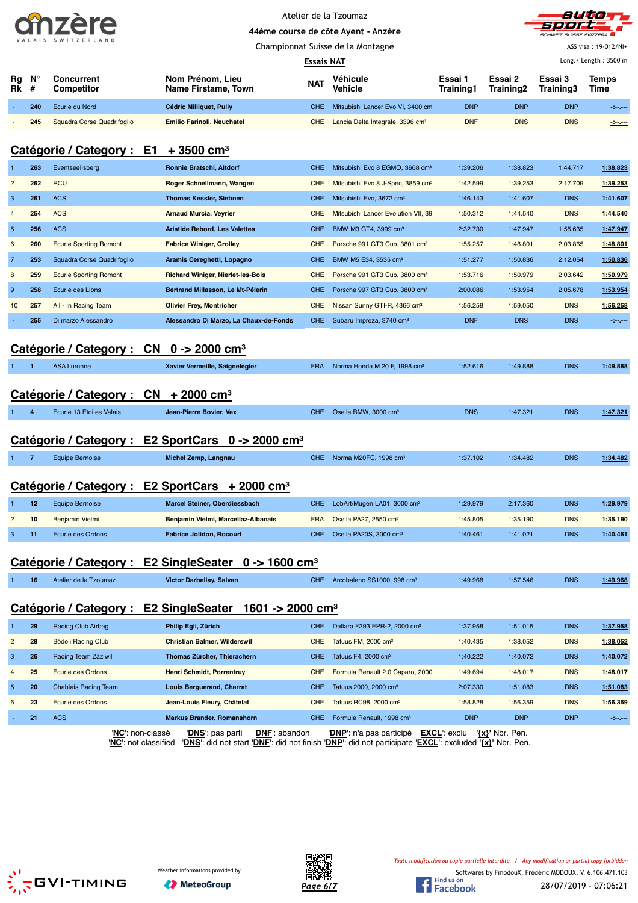Atelier de la Tzoumaz

44ème course de côte Ayent - Anzère

Championnat Suisse de la Montagne

Essais NAT

ASS visa : 19-012/NI+

Long./ Length : 3500 m

| Rg Rk | N° # | Concurrent Competitor | Nom Prénom, Lieu Name Firstame, Town | NAT | Véhicule Vehicle | Essai 1 Training1 | Essai 2 Training2 | Essai 3 Training3 | Temps Time |
|---|---|---|---|---|---|---|---|---|---|
| - | 240 | Ecurie du Nord | Cédric Milliquet, Pully | CHE | Mitsubishi Lancer Evo VI, 3400 cm | DNP | DNP | DNP | -:--.--- |
| - | 245 | Squadra Corse Quadrifoglio | Emilio Farinoli, Neuchatel | CHE | Lancia Delta Integrale, 3396 cm³ | DNF | DNS | DNS | -:--.--- |

## Catégorie / Category : E1 + 3500 cm³

| Rg Rk | N° # | Concurrent Competitor | Nom Prénom, Lieu Name Firstame, Town | NAT | Véhicule Vehicle | Essai 1 Training1 | Essai 2 Training2 | Essai 3 Training3 | Temps Time |
|---|---|---|---|---|---|---|---|---|---|
| 1 | 263 | Eventseelisberg | Ronnie Bratschi, Altdorf | CHE | Mitsubishi Evo 8 EGMO, 3668 cm³ | 1:39.206 | 1:38.823 | 1:44.717 | 1:38.823 |
| 2 | 262 | RCU | Roger Schnellmann, Wangen | CHE | Mitsubishi Evo 8 J-Spec, 3859 cm³ | 1:42.599 | 1:39.253 | 2:17.709 | 1:39.253 |
| 3 | 261 | ACS | Thomas Kessler, Siebnen | CHE | Mitsubishi Evo, 3672 cm³ | 1:46.143 | 1:41.607 | DNS | 1:41.607 |
| 4 | 254 | ACS | Arnaud Murcia, Veyrier | CHE | Mitsubishi Lancer Evolution VII, 39 | 1:50.312 | 1:44.540 | DNS | 1:44.540 |
| 5 | 256 | ACS | Aristide Rebord, Les Valettes | CHE | BMW M3 GT4, 3999 cm³ | 2:32.730 | 1:47.947 | 1:55.635 | 1:47.947 |
| 6 | 260 | Ecurie Sporting Romont | Fabrice Winiger, Grolley | CHE | Porsche 991 GT3 Cup, 3801 cm³ | 1:55.257 | 1:48.801 | 2:03.865 | 1:48.801 |
| 7 | 253 | Squadra Corse Quadrifoglio | Aramis Cereghetti, Lopagno | CHE | BMW M5 E34, 3535 cm³ | 1:51.277 | 1:50.836 | 2:12.054 | 1:50.836 |
| 8 | 259 | Ecurie Sporting Romont | Richard Winiger, Nierlet-les-Bois | CHE | Porsche 991 GT3 Cup, 3800 cm³ | 1:53.716 | 1:50.979 | 2:03.642 | 1:50.979 |
| 9 | 258 | Ecurie des Lions | Bertrand Millasson, Le Mt-Pélerin | CHE | Porsche 997 GT3 Cup, 3800 cm³ | 2:00.086 | 1:53.954 | 2:05.678 | 1:53.954 |
| 10 | 257 | All - In Racing Team | Olivier Frey, Montricher | CHE | Nissan Sunny GTI-R, 4366 cm³ | 1:56.258 | 1:59.050 | DNS | 1:56.258 |
| - | 255 | Di marzo Alessandro | Alessandro Di Marzo, La Chaux-de-Fonds | CHE | Subaru Impreza, 3740 cm³ | DNF | DNS | DNS | -:--.--- |

## Catégorie / Category : CN 0 -> 2000 cm³

| Rg Rk | N° # | Concurrent Competitor | Nom Prénom, Lieu Name Firstame, Town | NAT | Véhicule Vehicle | Essai 1 Training1 | Essai 2 Training2 | Essai 3 Training3 | Temps Time |
|---|---|---|---|---|---|---|---|---|---|
| 1 | 1 | ASA Luronne | Xavier Vermeille, Saignelégier | FRA | Norma Honda M 20 F, 1998 cm³ | 1:52.616 | 1:49.888 | DNS | 1:49.888 |

## Catégorie / Category : CN + 2000 cm³

| Rg Rk | N° # | Concurrent Competitor | Nom Prénom, Lieu Name Firstame, Town | NAT | Véhicule Vehicle | Essai 1 Training1 | Essai 2 Training2 | Essai 3 Training3 | Temps Time |
|---|---|---|---|---|---|---|---|---|---|
| 1 | 4 | Ecurie 13 Etoiles Valais | Jean-Pierre Bovier, Vex | CHE | Osella BMW, 3000 cm³ | DNS | 1:47.321 | DNS | 1:47.321 |

## Catégorie / Category : E2 SportCars 0 -> 2000 cm³

| Rg Rk | N° # | Concurrent Competitor | Nom Prénom, Lieu Name Firstame, Town | NAT | Véhicule Vehicle | Essai 1 Training1 | Essai 2 Training2 | Essai 3 Training3 | Temps Time |
|---|---|---|---|---|---|---|---|---|---|
| 1 | 7 | Equipe Bernoise | Michel Zemp, Langnau | CHE | Norma M20FC, 1998 cm³ | 1:37.102 | 1:34.482 | DNS | 1:34.482 |

## Catégorie / Category : E2 SportCars + 2000 cm³

| Rg Rk | N° # | Concurrent Competitor | Nom Prénom, Lieu Name Firstame, Town | NAT | Véhicule Vehicle | Essai 1 Training1 | Essai 2 Training2 | Essai 3 Training3 | Temps Time |
|---|---|---|---|---|---|---|---|---|---|
| 1 | 12 | Equipe Bernoise | Marcel Steiner, Oberdiessbach | CHE | LobArt/Mugen LA01, 3000 cm³ | 1:29.979 | 2:17.360 | DNS | 1:29.979 |
| 2 | 10 | Benjamin Vielmi | Benjamin Vielmi, Marcellaz-Albanais | FRA | Osella PA27, 2550 cm³ | 1:45.805 | 1:35.190 | DNS | 1:35.190 |
| 3 | 11 | Ecurie des Ordons | Fabrice Jolidon, Rocourt | CHE | Osella PA20S, 3000 cm³ | 1:40.461 | 1:41.021 | DNS | 1:40.461 |

## Catégorie / Category : E2 SingleSeater 0 -> 1600 cm³

| Rg Rk | N° # | Concurrent Competitor | Nom Prénom, Lieu Name Firstame, Town | NAT | Véhicule Vehicle | Essai 1 Training1 | Essai 2 Training2 | Essai 3 Training3 | Temps Time |
|---|---|---|---|---|---|---|---|---|---|
| 1 | 16 | Atelier de la Tzoumaz | Victor Darbellay, Salvan | CHE | Arcobaleno SS1000, 998 cm³ | 1:49.968 | 1:57.546 | DNS | 1:49.968 |

## Catégorie / Category : E2 SingleSeater 1601 -> 2000 cm³

| Rg Rk | N° # | Concurrent Competitor | Nom Prénom, Lieu Name Firstame, Town | NAT | Véhicule Vehicle | Essai 1 Training1 | Essai 2 Training2 | Essai 3 Training3 | Temps Time |
|---|---|---|---|---|---|---|---|---|---|
| 1 | 29 | Racing Club Airbag | Philip Egli, Zürich | CHE | Dallara F393 EPR-2, 2000 cm³ | 1:37.958 | 1:51.015 | DNS | 1:37.958 |
| 2 | 28 | Bödeli Racing Club | Christian Balmer, Wilderswil | CHE | Tatuus FM, 2000 cm³ | 1:40.435 | 1:38.052 | DNS | 1:38.052 |
| 3 | 26 | Racing Team Zäziwil | Thomas Zürcher, Thierachern | CHE | Tatuus F4, 2000 cm³ | 1:40.222 | 1:40.072 | DNS | 1:40.072 |
| 4 | 25 | Ecurie des Ordons | Henri Schmidt, Porrentruy | CHE | Formula Renault 2.0 Caparo, 2000 | 1:49.694 | 1:48.017 | DNS | 1:48.017 |
| 5 | 20 | Chablais Racing Team | Louis Berguerand, Charrat | CHE | Tatuus 2000, 2000 cm³ | 2:07.330 | 1:51.083 | DNS | 1:51.083 |
| 6 | 23 | Ecurie des Ordons | Jean-Louis Fleury, Châtelat | CHE | Tatuus RC98, 2000 cm³ | 1:58.828 | 1:56.359 | DNS | 1:56.359 |
| - | 21 | ACS | Markus Brander, Romanshorn | CHE | Formule Renault, 1998 cm³ | DNP | DNP | DNP | -:--.--- |

'NC': non-classé 'DNS': pas parti 'DNF': abandon 'DNP': n'a pas participé 'EXCL': exclu '{x}' Nbr. Pen.
'NC': not classified 'DNS': did not start 'DNF': did not finish 'DNP': did not participate 'EXCL': excluded '{x}' Nbr. Pen.

Weather informations provided by MeteoGroup

*Toute modification ou copie partielle interdite / Any modification or partial copy forbidden*

Softwares by FmodouX, Frédéric MODOUX, V. 6.106.471.103

28/07/2019 - 07:06:21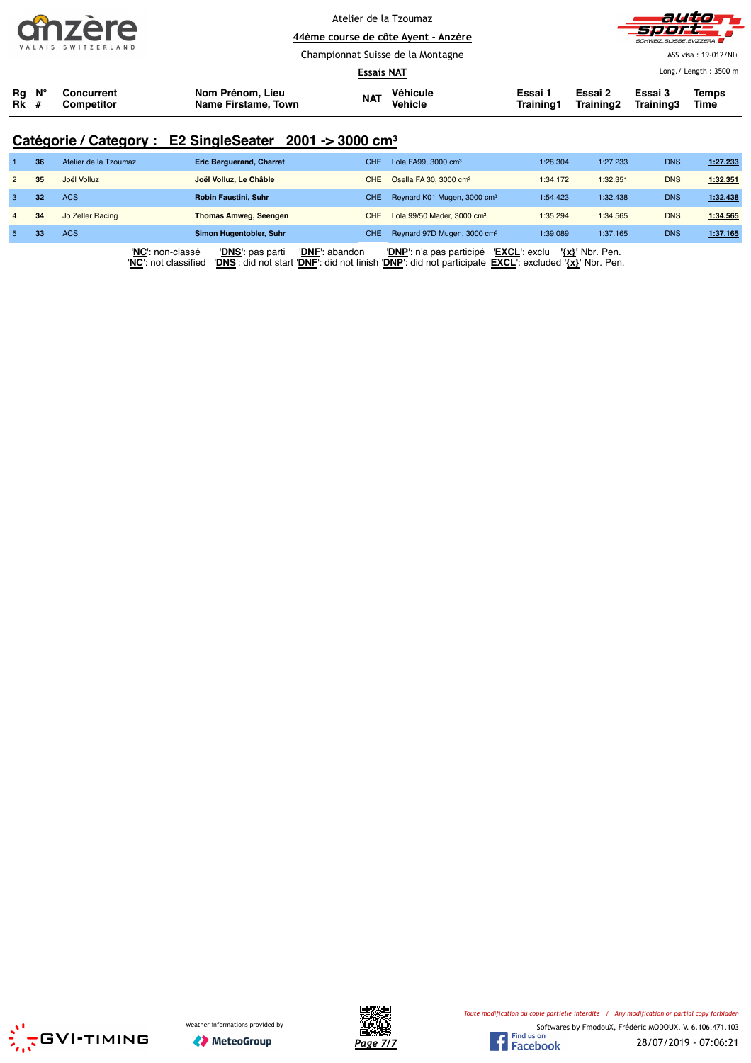Atelier de la Tzoumaz

44ème course de côte Ayent - Anzère

Championnat Suisse de la Montagne

Essais NAT

ASS visa : 19-012/NI+

Long./ Length : 3500 m

## Catégorie / Category : E2 SingleSeater 2001 -> 3000 cm³

| Rg Rk | N° # | Concurrent Competitor | Nom Prénom, Lieu Name Firstame, Town | NAT | Véhicule Vehicle | Essai 1 Training1 | Essai 2 Training2 | Essai 3 Training3 | Temps Time |
|---|---|---|---|---|---|---|---|---|---|
| 1 | 36 | Atelier de la Tzoumaz | **Eric Berguerand, Charrat** | CHE | Lola FA99, 3000 cm³ | 1:28.304 | 1:27.233 | DNS | **1:27.233** |
| 2 | 35 | Joël Volluz | **Joël Volluz, Le Châble** | CHE | Osella FA 30, 3000 cm³ | 1:34.172 | 1:32.351 | DNS | **1:32.351** |
| 3 | 32 | ACS | **Robin Faustini, Suhr** | CHE | Reynard K01 Mugen, 3000 cm³ | 1:54.423 | 1:32.438 | DNS | **1:32.438** |
| 4 | 34 | Jo Zeller Racing | **Thomas Amweg, Seengen** | CHE | Lola 99/50 Mader, 3000 cm³ | 1:35.294 | 1:34.565 | DNS | **1:34.565** |
| 5 | 33 | ACS | **Simon Hugentobler, Suhr** | CHE | Reynard 97D Mugen, 3000 cm³ | 1:39.089 | 1:37.165 | DNS | **1:37.165** |

'**NC**': non-classé '**DNS**': pas parti '**DNF**': abandon '**DNP**': n'a pas participé '**EXCL**': exclu '**{x}**' Nbr. Pen.
'**NC**': not classified '**DNS**': did not start '**DNF**': did not finish '**DNP**': did not participate '**EXCL**': excluded '**{x}**' Nbr. Pen.

GVI-TIMING

Weather informations provided by MeteoGroup

*Toute modification ou copie partielle interdite / Any modification or partial copy forbidden*

Softwares by FmodouX, Frédéric MODOUX, V. 6.106.471.103

Find us on Facebook

28/07/2019 - 07:06:21